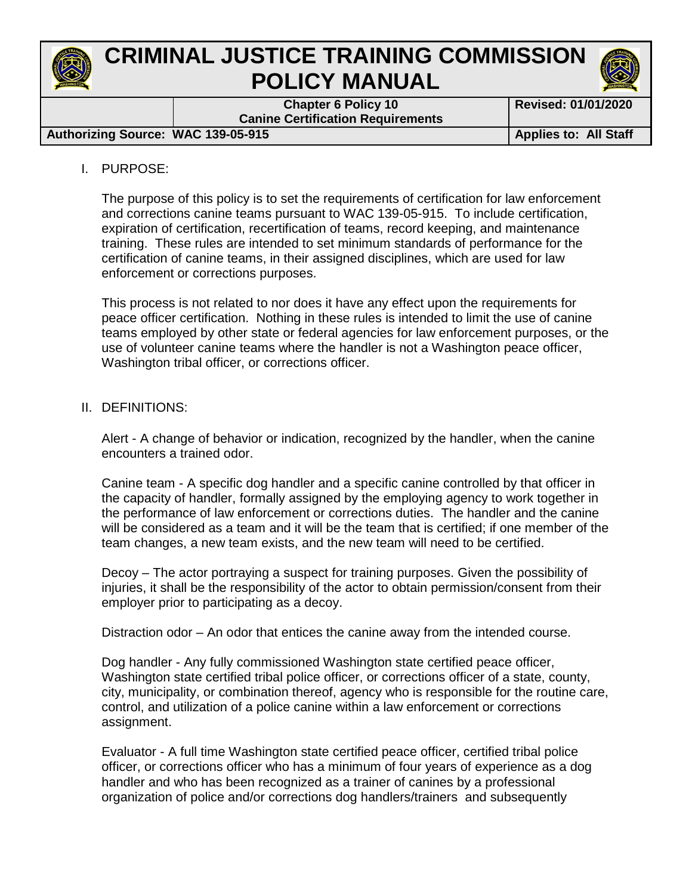# CRIMINAL JUSTICE TRAINING COMMISSION POLICY MANUAL

| | Chapter 6 Policy 10<br>Canine Certification Requirements | Revised: 01/01/2020 |
|---|---|---|
| Authorizing Source: WAC 139-05-915 | | Applies to: All Staff |

## I. PURPOSE:

The purpose of this policy is to set the requirements of certification for law enforcement and corrections canine teams pursuant to WAC 139-05-915. To include certification, expiration of certification, recertification of teams, record keeping, and maintenance training. These rules are intended to set minimum standards of performance for the certification of canine teams, in their assigned disciplines, which are used for law enforcement or corrections purposes.

This process is not related to nor does it have any effect upon the requirements for peace officer certification. Nothing in these rules is intended to limit the use of canine teams employed by other state or federal agencies for law enforcement purposes, or the use of volunteer canine teams where the handler is not a Washington peace officer, Washington tribal officer, or corrections officer.

## II. DEFINITIONS:

Alert - A change of behavior or indication, recognized by the handler, when the canine encounters a trained odor.

Canine team - A specific dog handler and a specific canine controlled by that officer in the capacity of handler, formally assigned by the employing agency to work together in the performance of law enforcement or corrections duties. The handler and the canine will be considered as a team and it will be the team that is certified; if one member of the team changes, a new team exists, and the new team will need to be certified.

Decoy – The actor portraying a suspect for training purposes. Given the possibility of injuries, it shall be the responsibility of the actor to obtain permission/consent from their employer prior to participating as a decoy.

Distraction odor – An odor that entices the canine away from the intended course.

Dog handler - Any fully commissioned Washington state certified peace officer, Washington state certified tribal police officer, or corrections officer of a state, county, city, municipality, or combination thereof, agency who is responsible for the routine care, control, and utilization of a police canine within a law enforcement or corrections assignment.

Evaluator - A full time Washington state certified peace officer, certified tribal police officer, or corrections officer who has a minimum of four years of experience as a dog handler and who has been recognized as a trainer of canines by a professional organization of police and/or corrections dog handlers/trainers and subsequently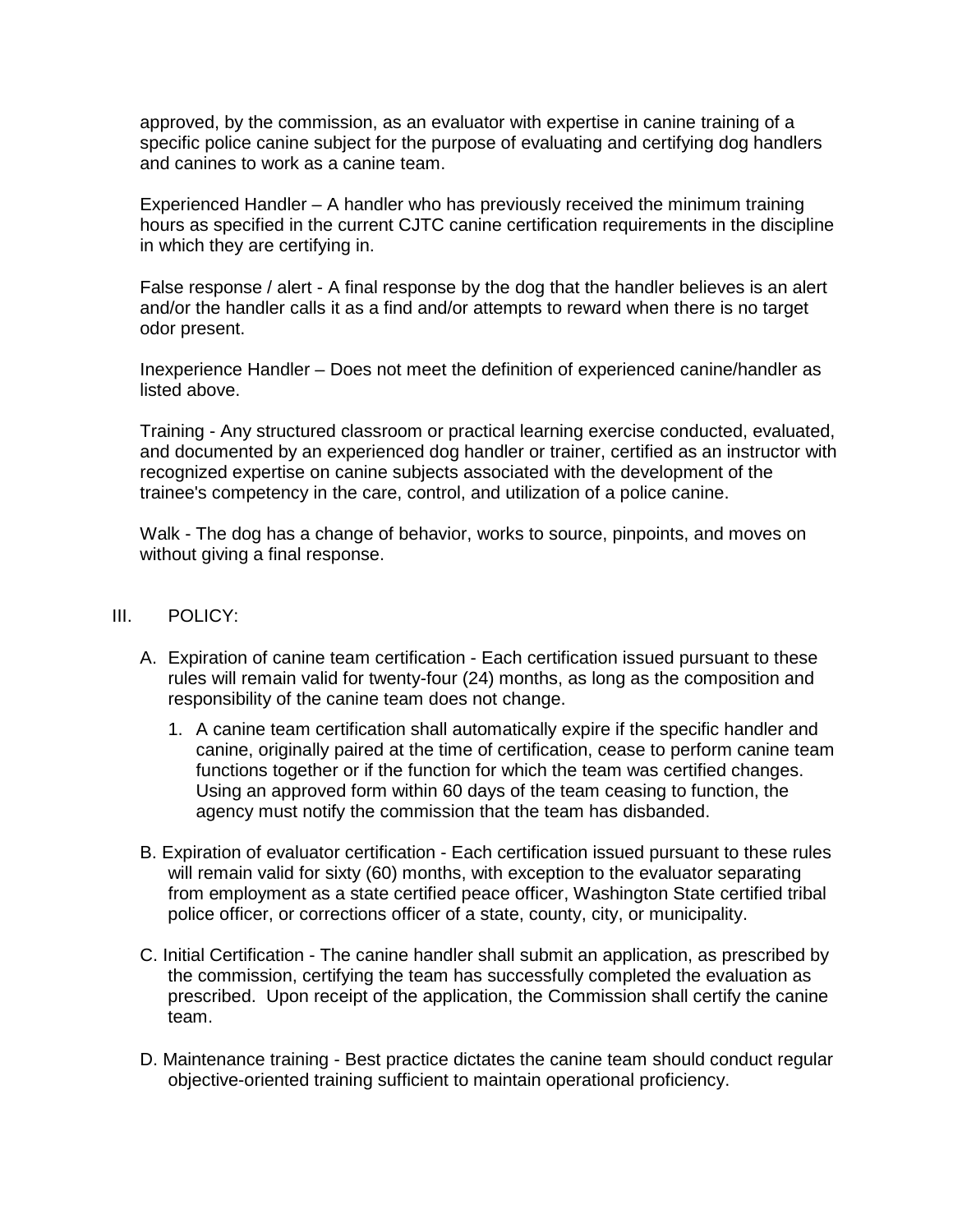approved, by the commission, as an evaluator with expertise in canine training of a specific police canine subject for the purpose of evaluating and certifying dog handlers and canines to work as a canine team.

Experienced Handler – A handler who has previously received the minimum training hours as specified in the current CJTC canine certification requirements in the discipline in which they are certifying in.

False response / alert - A final response by the dog that the handler believes is an alert and/or the handler calls it as a find and/or attempts to reward when there is no target odor present.

Inexperience Handler – Does not meet the definition of experienced canine/handler as listed above.

Training - Any structured classroom or practical learning exercise conducted, evaluated, and documented by an experienced dog handler or trainer, certified as an instructor with recognized expertise on canine subjects associated with the development of the trainee's competency in the care, control, and utilization of a police canine.

Walk - The dog has a change of behavior, works to source, pinpoints, and moves on without giving a final response.

## III. POLICY:

A. Expiration of canine team certification - Each certification issued pursuant to these rules will remain valid for twenty-four (24) months, as long as the composition and responsibility of the canine team does not change.

   1. A canine team certification shall automatically expire if the specific handler and canine, originally paired at the time of certification, cease to perform canine team functions together or if the function for which the team was certified changes. Using an approved form within 60 days of the team ceasing to function, the agency must notify the commission that the team has disbanded.

B. Expiration of evaluator certification - Each certification issued pursuant to these rules will remain valid for sixty (60) months, with exception to the evaluator separating from employment as a state certified peace officer, Washington State certified tribal police officer, or corrections officer of a state, county, city, or municipality.

C. Initial Certification - The canine handler shall submit an application, as prescribed by the commission, certifying the team has successfully completed the evaluation as prescribed. Upon receipt of the application, the Commission shall certify the canine team.

D. Maintenance training - Best practice dictates the canine team should conduct regular objective-oriented training sufficient to maintain operational proficiency.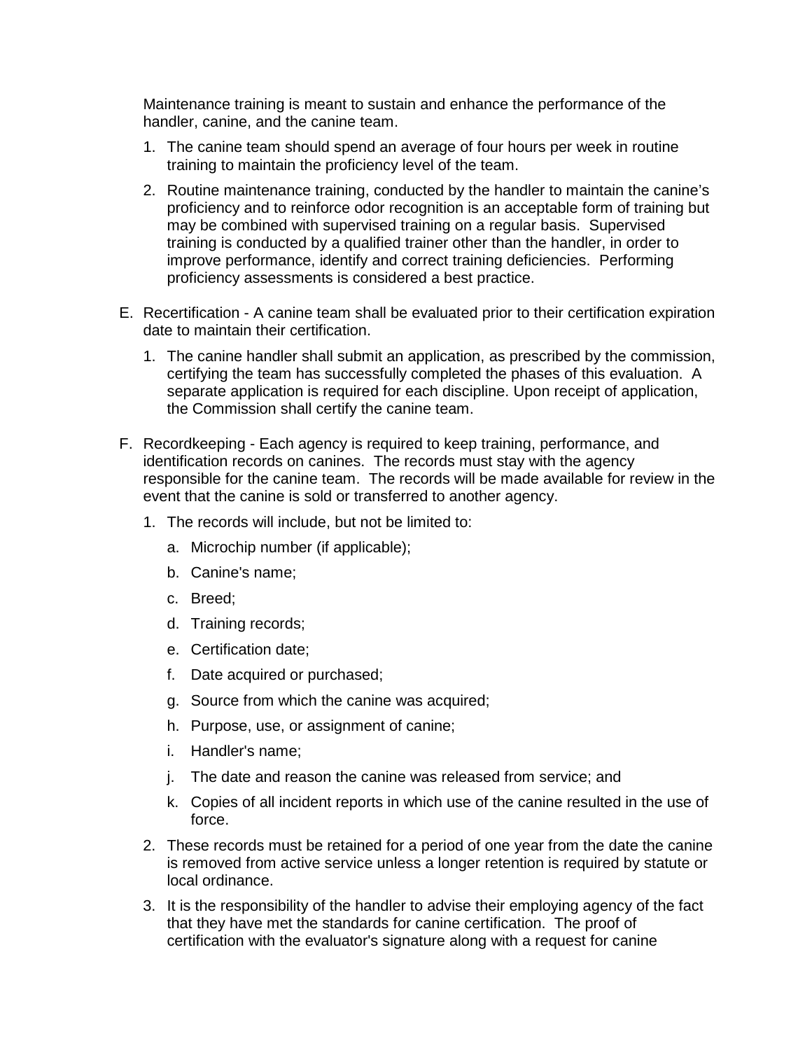Maintenance training is meant to sustain and enhance the performance of the handler, canine, and the canine team.

1. The canine team should spend an average of four hours per week in routine training to maintain the proficiency level of the team.
2. Routine maintenance training, conducted by the handler to maintain the canine's proficiency and to reinforce odor recognition is an acceptable form of training but may be combined with supervised training on a regular basis. Supervised training is conducted by a qualified trainer other than the handler, in order to improve performance, identify and correct training deficiencies. Performing proficiency assessments is considered a best practice.

E. Recertification - A canine team shall be evaluated prior to their certification expiration date to maintain their certification.

1. The canine handler shall submit an application, as prescribed by the commission, certifying the team has successfully completed the phases of this evaluation. A separate application is required for each discipline. Upon receipt of application, the Commission shall certify the canine team.

F. Recordkeeping - Each agency is required to keep training, performance, and identification records on canines. The records must stay with the agency responsible for the canine team. The records will be made available for review in the event that the canine is sold or transferred to another agency.

1. The records will include, but not be limited to:
   a. Microchip number (if applicable);
   b. Canine's name;
   c. Breed;
   d. Training records;
   e. Certification date;
   f. Date acquired or purchased;
   g. Source from which the canine was acquired;
   h. Purpose, use, or assignment of canine;
   i. Handler's name;
   j. The date and reason the canine was released from service; and
   k. Copies of all incident reports in which use of the canine resulted in the use of force.
2. These records must be retained for a period of one year from the date the canine is removed from active service unless a longer retention is required by statute or local ordinance.
3. It is the responsibility of the handler to advise their employing agency of the fact that they have met the standards for canine certification. The proof of certification with the evaluator's signature along with a request for canine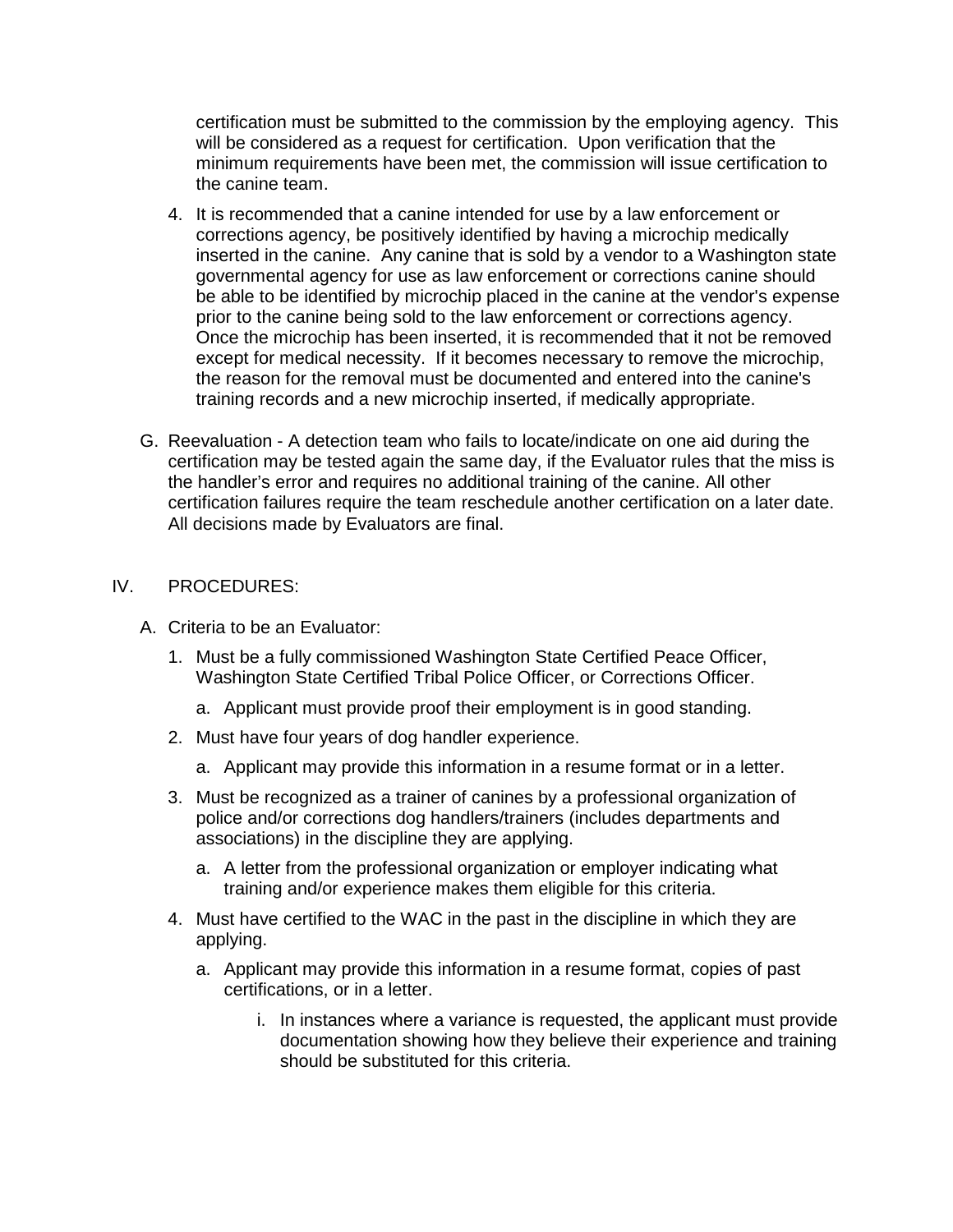certification must be submitted to the commission by the employing agency. This will be considered as a request for certification. Upon verification that the minimum requirements have been met, the commission will issue certification to the canine team.

4. It is recommended that a canine intended for use by a law enforcement or corrections agency, be positively identified by having a microchip medically inserted in the canine. Any canine that is sold by a vendor to a Washington state governmental agency for use as law enforcement or corrections canine should be able to be identified by microchip placed in the canine at the vendor's expense prior to the canine being sold to the law enforcement or corrections agency. Once the microchip has been inserted, it is recommended that it not be removed except for medical necessity. If it becomes necessary to remove the microchip, the reason for the removal must be documented and entered into the canine's training records and a new microchip inserted, if medically appropriate.

G. Reevaluation - A detection team who fails to locate/indicate on one aid during the certification may be tested again the same day, if the Evaluator rules that the miss is the handler's error and requires no additional training of the canine. All other certification failures require the team reschedule another certification on a later date. All decisions made by Evaluators are final.

## IV. PROCEDURES:

A. Criteria to be an Evaluator:

1. Must be a fully commissioned Washington State Certified Peace Officer, Washington State Certified Tribal Police Officer, or Corrections Officer.
   a. Applicant must provide proof their employment is in good standing.
2. Must have four years of dog handler experience.
   a. Applicant may provide this information in a resume format or in a letter.
3. Must be recognized as a trainer of canines by a professional organization of police and/or corrections dog handlers/trainers (includes departments and associations) in the discipline they are applying.
   a. A letter from the professional organization or employer indicating what training and/or experience makes them eligible for this criteria.
4. Must have certified to the WAC in the past in the discipline in which they are applying.
   a. Applicant may provide this information in a resume format, copies of past certifications, or in a letter.
      i. In instances where a variance is requested, the applicant must provide documentation showing how they believe their experience and training should be substituted for this criteria.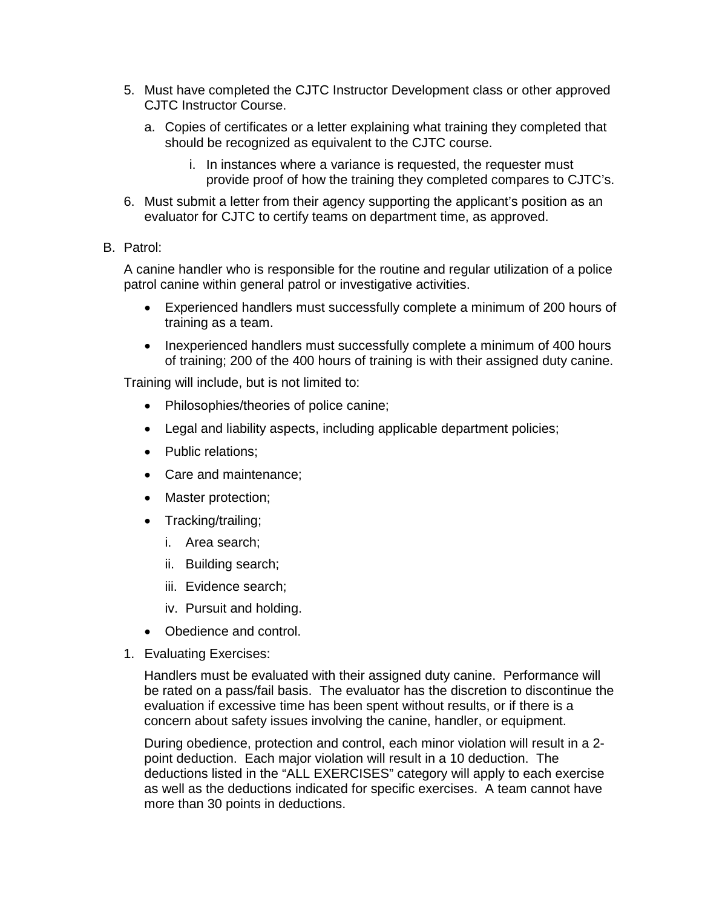5. Must have completed the CJTC Instructor Development class or other approved CJTC Instructor Course.

   a. Copies of certificates or a letter explaining what training they completed that should be recognized as equivalent to the CJTC course.

      i. In instances where a variance is requested, the requester must provide proof of how the training they completed compares to CJTC's.

6. Must submit a letter from their agency supporting the applicant's position as an evaluator for CJTC to certify teams on department time, as approved.

B. Patrol:

A canine handler who is responsible for the routine and regular utilization of a police patrol canine within general patrol or investigative activities.

- Experienced handlers must successfully complete a minimum of 200 hours of training as a team.
- Inexperienced handlers must successfully complete a minimum of 400 hours of training; 200 of the 400 hours of training is with their assigned duty canine.

Training will include, but is not limited to:

- Philosophies/theories of police canine;
- Legal and liability aspects, including applicable department policies;
- Public relations;
- Care and maintenance;
- Master protection;
- Tracking/trailing;
  - i. Area search;
  - ii. Building search;
  - iii. Evidence search;
  - iv. Pursuit and holding.
- Obedience and control.

1. Evaluating Exercises:

   Handlers must be evaluated with their assigned duty canine. Performance will be rated on a pass/fail basis. The evaluator has the discretion to discontinue the evaluation if excessive time has been spent without results, or if there is a concern about safety issues involving the canine, handler, or equipment.

   During obedience, protection and control, each minor violation will result in a 2-point deduction. Each major violation will result in a 10 deduction. The deductions listed in the "ALL EXERCISES" category will apply to each exercise as well as the deductions indicated for specific exercises. A team cannot have more than 30 points in deductions.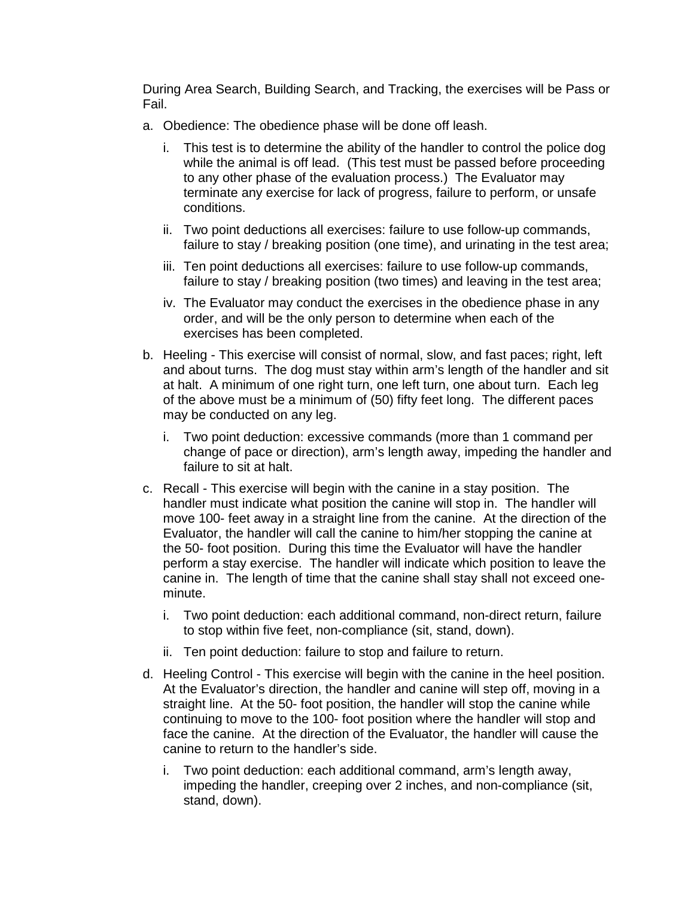During Area Search, Building Search, and Tracking, the exercises will be Pass or Fail.

a. Obedience: The obedience phase will be done off leash.

   i. This test is to determine the ability of the handler to control the police dog while the animal is off lead. (This test must be passed before proceeding to any other phase of the evaluation process.) The Evaluator may terminate any exercise for lack of progress, failure to perform, or unsafe conditions.

   ii. Two point deductions all exercises: failure to use follow-up commands, failure to stay / breaking position (one time), and urinating in the test area;

   iii. Ten point deductions all exercises: failure to use follow-up commands, failure to stay / breaking position (two times) and leaving in the test area;

   iv. The Evaluator may conduct the exercises in the obedience phase in any order, and will be the only person to determine when each of the exercises has been completed.

b. Heeling - This exercise will consist of normal, slow, and fast paces; right, left and about turns. The dog must stay within arm's length of the handler and sit at halt. A minimum of one right turn, one left turn, one about turn. Each leg of the above must be a minimum of (50) fifty feet long. The different paces may be conducted on any leg.

   i. Two point deduction: excessive commands (more than 1 command per change of pace or direction), arm's length away, impeding the handler and failure to sit at halt.

c. Recall - This exercise will begin with the canine in a stay position. The handler must indicate what position the canine will stop in. The handler will move 100- feet away in a straight line from the canine. At the direction of the Evaluator, the handler will call the canine to him/her stopping the canine at the 50- foot position. During this time the Evaluator will have the handler perform a stay exercise. The handler will indicate which position to leave the canine in. The length of time that the canine shall stay shall not exceed one-minute.

   i. Two point deduction: each additional command, non-direct return, failure to stop within five feet, non-compliance (sit, stand, down).

   ii. Ten point deduction: failure to stop and failure to return.

d. Heeling Control - This exercise will begin with the canine in the heel position. At the Evaluator's direction, the handler and canine will step off, moving in a straight line. At the 50- foot position, the handler will stop the canine while continuing to move to the 100- foot position where the handler will stop and face the canine. At the direction of the Evaluator, the handler will cause the canine to return to the handler's side.

   i. Two point deduction: each additional command, arm's length away, impeding the handler, creeping over 2 inches, and non-compliance (sit, stand, down).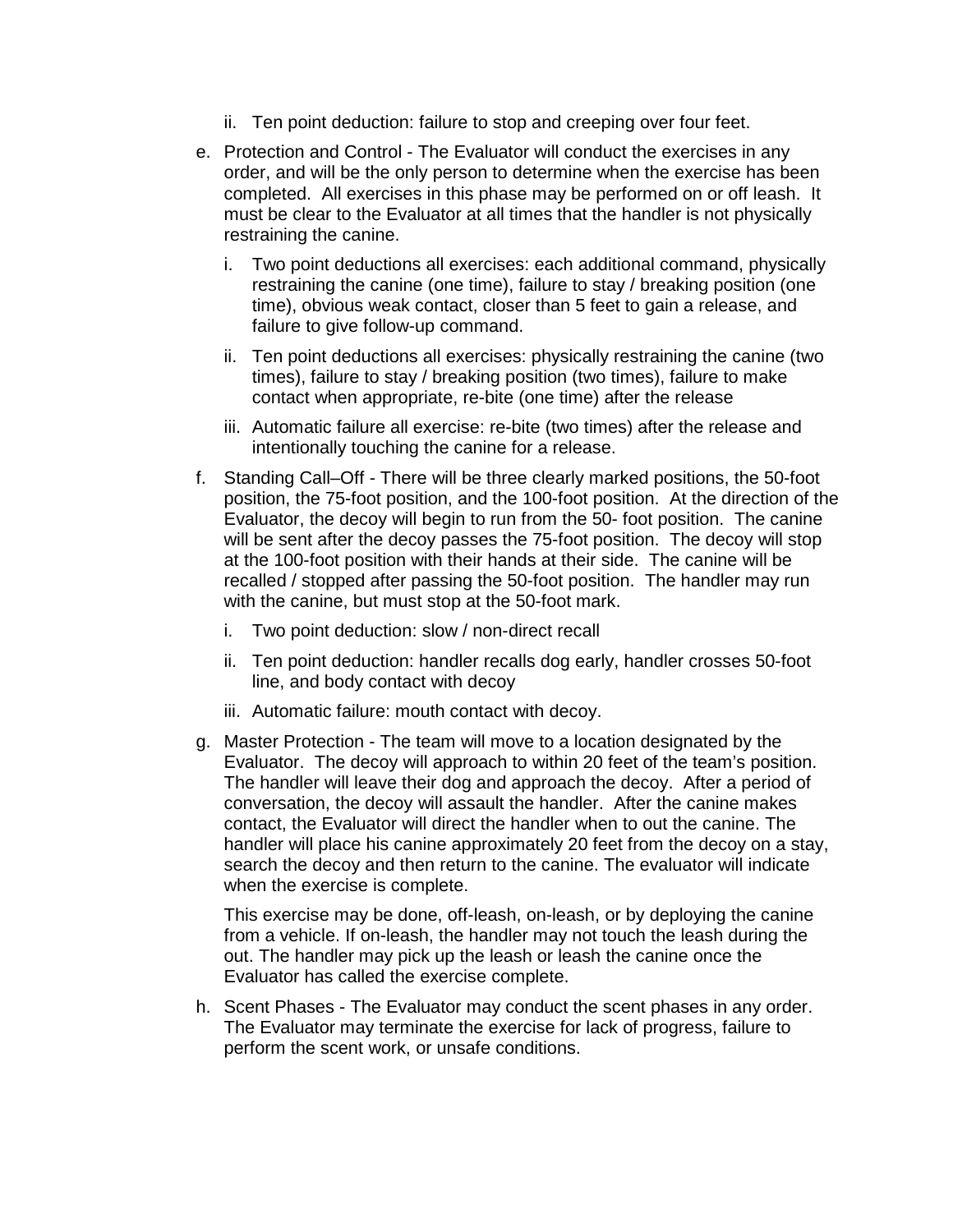ii. Ten point deduction: failure to stop and creeping over four feet.

e. Protection and Control - The Evaluator will conduct the exercises in any order, and will be the only person to determine when the exercise has been completed. All exercises in this phase may be performed on or off leash. It must be clear to the Evaluator at all times that the handler is not physically restraining the canine.

   i. Two point deductions all exercises: each additional command, physically restraining the canine (one time), failure to stay / breaking position (one time), obvious weak contact, closer than 5 feet to gain a release, and failure to give follow-up command.

   ii. Ten point deductions all exercises: physically restraining the canine (two times), failure to stay / breaking position (two times), failure to make contact when appropriate, re-bite (one time) after the release

   iii. Automatic failure all exercise: re-bite (two times) after the release and intentionally touching the canine for a release.

f. Standing Call–Off - There will be three clearly marked positions, the 50-foot position, the 75-foot position, and the 100-foot position. At the direction of the Evaluator, the decoy will begin to run from the 50- foot position. The canine will be sent after the decoy passes the 75-foot position. The decoy will stop at the 100-foot position with their hands at their side. The canine will be recalled / stopped after passing the 50-foot position. The handler may run with the canine, but must stop at the 50-foot mark.

   i. Two point deduction: slow / non-direct recall

   ii. Ten point deduction: handler recalls dog early, handler crosses 50-foot line, and body contact with decoy

   iii. Automatic failure: mouth contact with decoy.

g. Master Protection - The team will move to a location designated by the Evaluator. The decoy will approach to within 20 feet of the team's position. The handler will leave their dog and approach the decoy. After a period of conversation, the decoy will assault the handler. After the canine makes contact, the Evaluator will direct the handler when to out the canine. The handler will place his canine approximately 20 feet from the decoy on a stay, search the decoy and then return to the canine. The evaluator will indicate when the exercise is complete.

   This exercise may be done, off-leash, on-leash, or by deploying the canine from a vehicle. If on-leash, the handler may not touch the leash during the out. The handler may pick up the leash or leash the canine once the Evaluator has called the exercise complete.

h. Scent Phases - The Evaluator may conduct the scent phases in any order. The Evaluator may terminate the exercise for lack of progress, failure to perform the scent work, or unsafe conditions.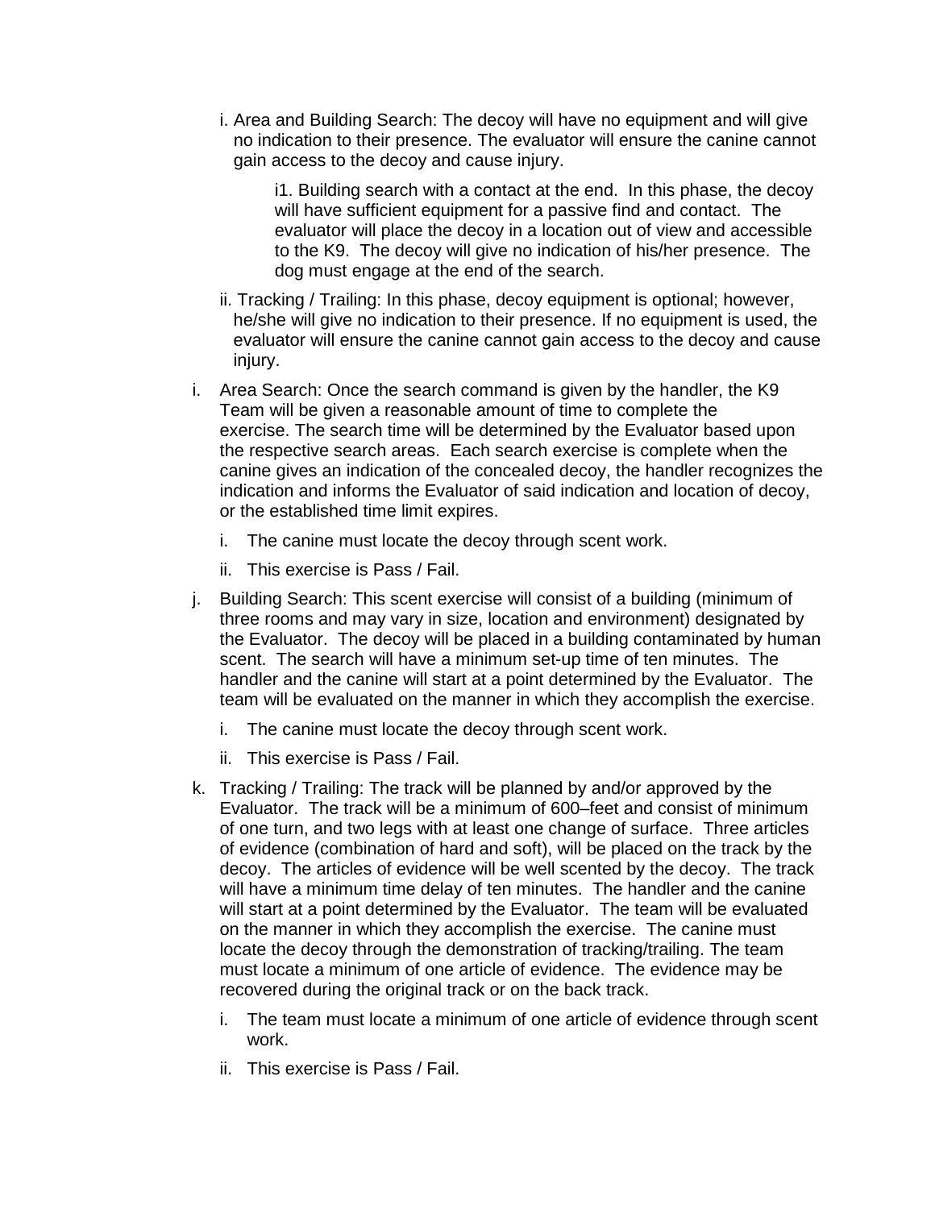i. Area and Building Search: The decoy will have no equipment and will give no indication to their presence. The evaluator will ensure the canine cannot gain access to the decoy and cause injury.

  i1. Building search with a contact at the end. In this phase, the decoy will have sufficient equipment for a passive find and contact. The evaluator will place the decoy in a location out of view and accessible to the K9. The decoy will give no indication of his/her presence. The dog must engage at the end of the search.

ii. Tracking / Trailing: In this phase, decoy equipment is optional; however, he/she will give no indication to their presence. If no equipment is used, the evaluator will ensure the canine cannot gain access to the decoy and cause injury.

i. Area Search: Once the search command is given by the handler, the K9 Team will be given a reasonable amount of time to complete the exercise. The search time will be determined by the Evaluator based upon the respective search areas. Each search exercise is complete when the canine gives an indication of the concealed decoy, the handler recognizes the indication and informs the Evaluator of said indication and location of decoy, or the established time limit expires.

   i. The canine must locate the decoy through scent work.

   ii. This exercise is Pass / Fail.

j. Building Search: This scent exercise will consist of a building (minimum of three rooms and may vary in size, location and environment) designated by the Evaluator. The decoy will be placed in a building contaminated by human scent. The search will have a minimum set-up time of ten minutes. The handler and the canine will start at a point determined by the Evaluator. The team will be evaluated on the manner in which they accomplish the exercise.

   i. The canine must locate the decoy through scent work.

   ii. This exercise is Pass / Fail.

k. Tracking / Trailing: The track will be planned by and/or approved by the Evaluator. The track will be a minimum of 600–feet and consist of minimum of one turn, and two legs with at least one change of surface. Three articles of evidence (combination of hard and soft), will be placed on the track by the decoy. The articles of evidence will be well scented by the decoy. The track will have a minimum time delay of ten minutes. The handler and the canine will start at a point determined by the Evaluator. The team will be evaluated on the manner in which they accomplish the exercise. The canine must locate the decoy through the demonstration of tracking/trailing. The team must locate a minimum of one article of evidence. The evidence may be recovered during the original track or on the back track.

   i. The team must locate a minimum of one article of evidence through scent work.

   ii. This exercise is Pass / Fail.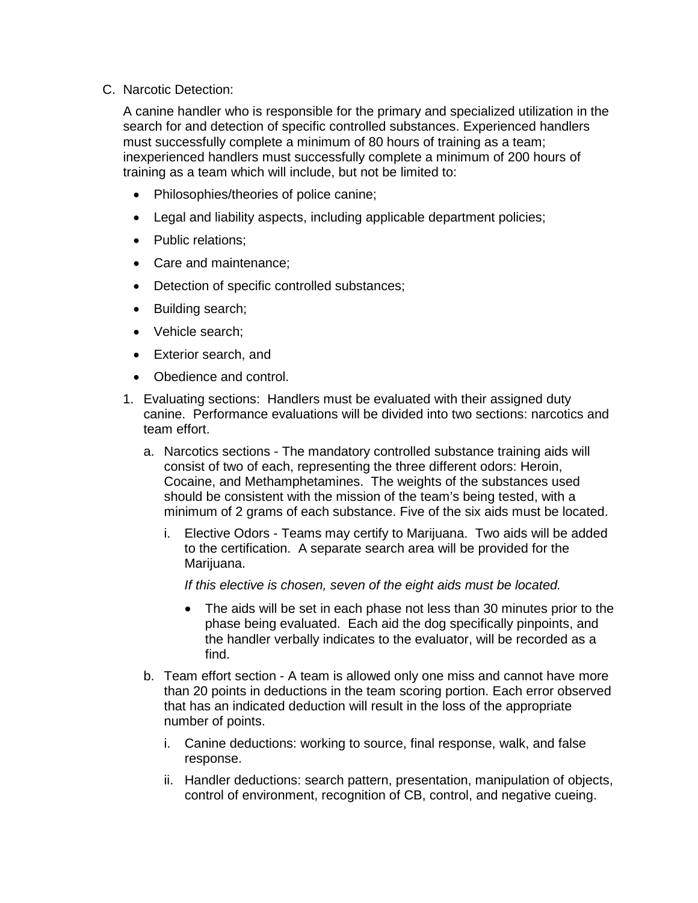C. Narcotic Detection:

A canine handler who is responsible for the primary and specialized utilization in the search for and detection of specific controlled substances. Experienced handlers must successfully complete a minimum of 80 hours of training as a team; inexperienced handlers must successfully complete a minimum of 200 hours of training as a team which will include, but not be limited to:

- Philosophies/theories of police canine;
- Legal and liability aspects, including applicable department policies;
- Public relations;
- Care and maintenance;
- Detection of specific controlled substances;
- Building search;
- Vehicle search;
- Exterior search, and
- Obedience and control.

1. Evaluating sections: Handlers must be evaluated with their assigned duty canine. Performance evaluations will be divided into two sections: narcotics and team effort.
   a. Narcotics sections - The mandatory controlled substance training aids will consist of two of each, representing the three different odors: Heroin, Cocaine, and Methamphetamines. The weights of the substances used should be consistent with the mission of the team's being tested, with a minimum of 2 grams of each substance. Five of the six aids must be located.
      i. Elective Odors - Teams may certify to Marijuana. Two aids will be added to the certification. A separate search area will be provided for the Marijuana.

         *If this elective is chosen, seven of the eight aids must be located.*

         - The aids will be set in each phase not less than 30 minutes prior to the phase being evaluated. Each aid the dog specifically pinpoints, and the handler verbally indicates to the evaluator, will be recorded as a find.
   b. Team effort section - A team is allowed only one miss and cannot have more than 20 points in deductions in the team scoring portion. Each error observed that has an indicated deduction will result in the loss of the appropriate number of points.
      i. Canine deductions: working to source, final response, walk, and false response.
      ii. Handler deductions: search pattern, presentation, manipulation of objects, control of environment, recognition of CB, control, and negative cueing.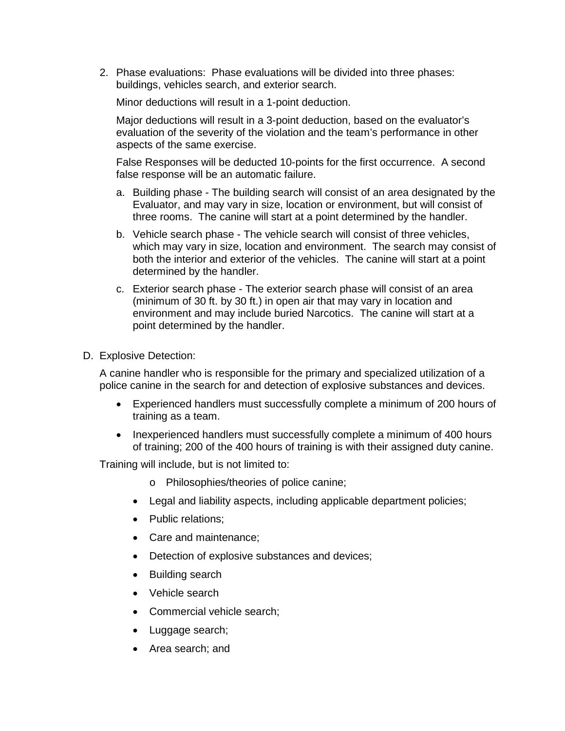2. Phase evaluations: Phase evaluations will be divided into three phases: buildings, vehicles search, and exterior search.

   Minor deductions will result in a 1-point deduction.

   Major deductions will result in a 3-point deduction, based on the evaluator's evaluation of the severity of the violation and the team's performance in other aspects of the same exercise.

   False Responses will be deducted 10-points for the first occurrence. A second false response will be an automatic failure.

   a. Building phase - The building search will consist of an area designated by the Evaluator, and may vary in size, location or environment, but will consist of three rooms. The canine will start at a point determined by the handler.

   b. Vehicle search phase - The vehicle search will consist of three vehicles, which may vary in size, location and environment. The search may consist of both the interior and exterior of the vehicles. The canine will start at a point determined by the handler.

   c. Exterior search phase - The exterior search phase will consist of an area (minimum of 30 ft. by 30 ft.) in open air that may vary in location and environment and may include buried Narcotics. The canine will start at a point determined by the handler.

D. Explosive Detection:

A canine handler who is responsible for the primary and specialized utilization of a police canine in the search for and detection of explosive substances and devices.

- Experienced handlers must successfully complete a minimum of 200 hours of training as a team.
- Inexperienced handlers must successfully complete a minimum of 400 hours of training; 200 of the 400 hours of training is with their assigned duty canine.

Training will include, but is not limited to:

- Philosophies/theories of police canine;
- Legal and liability aspects, including applicable department policies;
- Public relations;
- Care and maintenance;
- Detection of explosive substances and devices;
- Building search
- Vehicle search
- Commercial vehicle search;
- Luggage search;
- Area search; and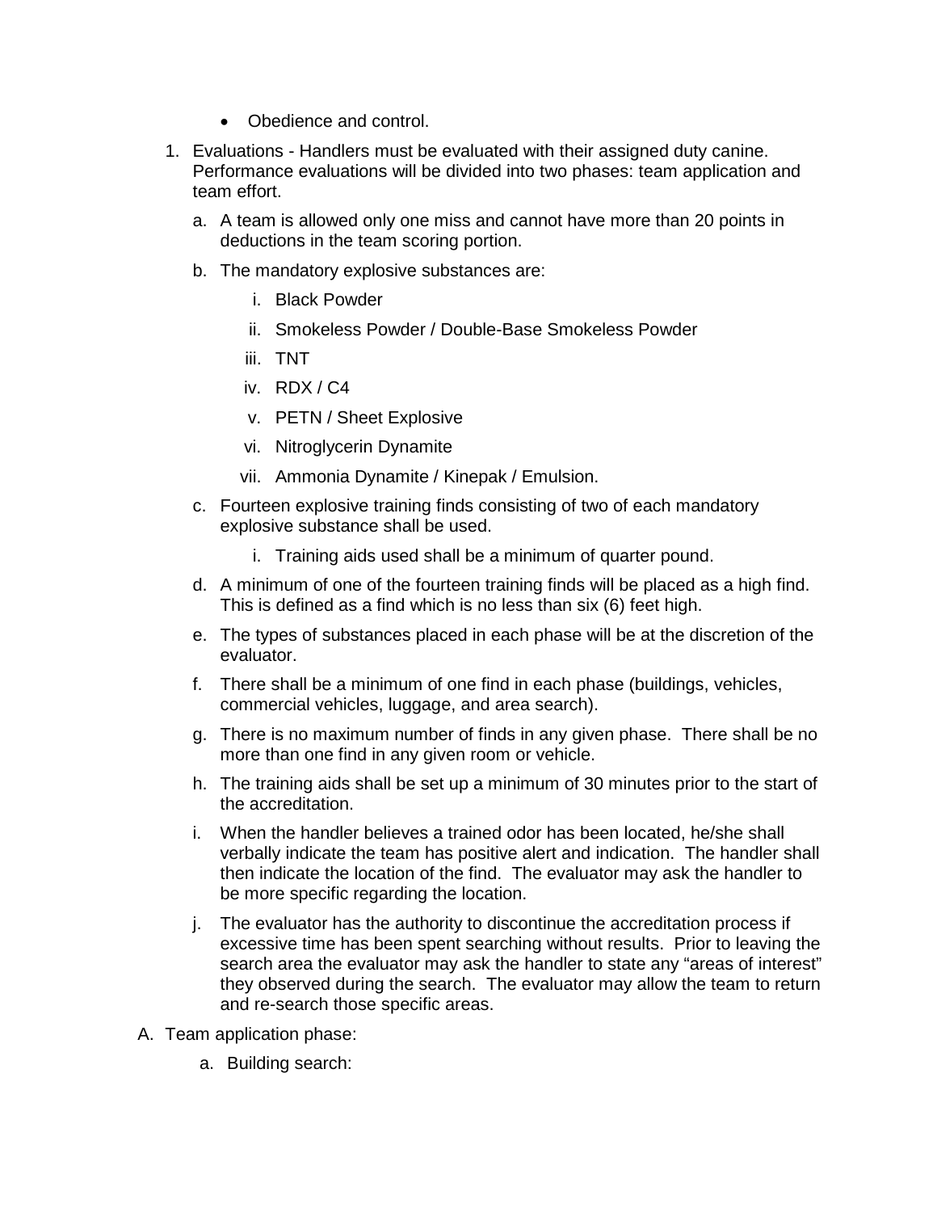- Obedience and control.

1. Evaluations - Handlers must be evaluated with their assigned duty canine. Performance evaluations will be divided into two phases: team application and team effort.
   a. A team is allowed only one miss and cannot have more than 20 points in deductions in the team scoring portion.
   b. The mandatory explosive substances are:
      i. Black Powder
      ii. Smokeless Powder / Double-Base Smokeless Powder
      iii. TNT
      iv. RDX / C4
      v. PETN / Sheet Explosive
      vi. Nitroglycerin Dynamite
      vii. Ammonia Dynamite / Kinepak / Emulsion.
   c. Fourteen explosive training finds consisting of two of each mandatory explosive substance shall be used.
      i. Training aids used shall be a minimum of quarter pound.
   d. A minimum of one of the fourteen training finds will be placed as a high find. This is defined as a find which is no less than six (6) feet high.
   e. The types of substances placed in each phase will be at the discretion of the evaluator.
   f. There shall be a minimum of one find in each phase (buildings, vehicles, commercial vehicles, luggage, and area search).
   g. There is no maximum number of finds in any given phase. There shall be no more than one find in any given room or vehicle.
   h. The training aids shall be set up a minimum of 30 minutes prior to the start of the accreditation.
   i. When the handler believes a trained odor has been located, he/she shall verbally indicate the team has positive alert and indication. The handler shall then indicate the location of the find. The evaluator may ask the handler to be more specific regarding the location.
   j. The evaluator has the authority to discontinue the accreditation process if excessive time has been spent searching without results. Prior to leaving the search area the evaluator may ask the handler to state any "areas of interest" they observed during the search. The evaluator may allow the team to return and re-search those specific areas.

A. Team application phase:
   a. Building search: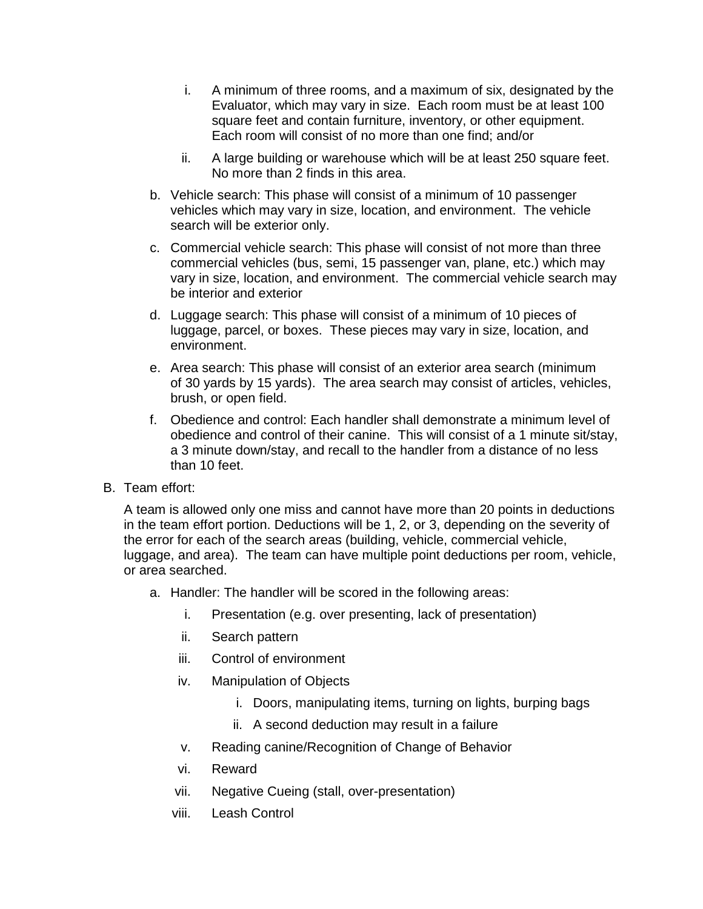i. A minimum of three rooms, and a maximum of six, designated by the Evaluator, which may vary in size. Each room must be at least 100 square feet and contain furniture, inventory, or other equipment. Each room will consist of no more than one find; and/or

   ii. A large building or warehouse which will be at least 250 square feet. No more than 2 finds in this area.

b. Vehicle search: This phase will consist of a minimum of 10 passenger vehicles which may vary in size, location, and environment. The vehicle search will be exterior only.

c. Commercial vehicle search: This phase will consist of not more than three commercial vehicles (bus, semi, 15 passenger van, plane, etc.) which may vary in size, location, and environment. The commercial vehicle search may be interior and exterior

d. Luggage search: This phase will consist of a minimum of 10 pieces of luggage, parcel, or boxes. These pieces may vary in size, location, and environment.

e. Area search: This phase will consist of an exterior area search (minimum of 30 yards by 15 yards). The area search may consist of articles, vehicles, brush, or open field.

f. Obedience and control: Each handler shall demonstrate a minimum level of obedience and control of their canine. This will consist of a 1 minute sit/stay, a 3 minute down/stay, and recall to the handler from a distance of no less than 10 feet.

B. Team effort:

A team is allowed only one miss and cannot have more than 20 points in deductions in the team effort portion. Deductions will be 1, 2, or 3, depending on the severity of the error for each of the search areas (building, vehicle, commercial vehicle, luggage, and area). The team can have multiple point deductions per room, vehicle, or area searched.

a. Handler: The handler will be scored in the following areas:

   i. Presentation (e.g. over presenting, lack of presentation)
   ii. Search pattern
   iii. Control of environment
   iv. Manipulation of Objects
      i. Doors, manipulating items, turning on lights, burping bags
      ii. A second deduction may result in a failure
   v. Reading canine/Recognition of Change of Behavior
   vi. Reward
   vii. Negative Cueing (stall, over-presentation)
   viii. Leash Control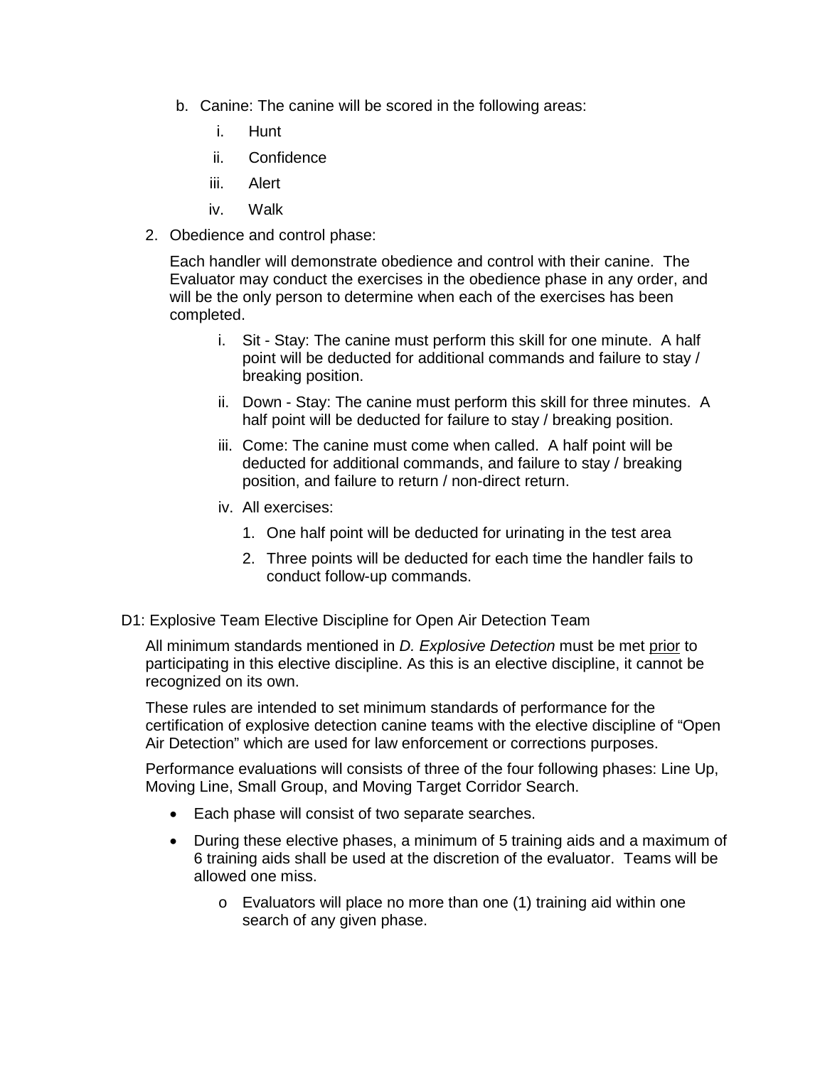b. Canine: The canine will be scored in the following areas:

   i. Hunt

   ii. Confidence

   iii. Alert

   iv. Walk

2. Obedience and control phase:

   Each handler will demonstrate obedience and control with their canine. The Evaluator may conduct the exercises in the obedience phase in any order, and will be the only person to determine when each of the exercises has been completed.

   i. Sit - Stay: The canine must perform this skill for one minute. A half point will be deducted for additional commands and failure to stay / breaking position.

   ii. Down - Stay: The canine must perform this skill for three minutes. A half point will be deducted for failure to stay / breaking position.

   iii. Come: The canine must come when called. A half point will be deducted for additional commands, and failure to stay / breaking position, and failure to return / non-direct return.

   iv. All exercises:

      1. One half point will be deducted for urinating in the test area

      2. Three points will be deducted for each time the handler fails to conduct follow-up commands.

D1: Explosive Team Elective Discipline for Open Air Detection Team

All minimum standards mentioned in *D. Explosive Detection* must be met prior to participating in this elective discipline. As this is an elective discipline, it cannot be recognized on its own.

These rules are intended to set minimum standards of performance for the certification of explosive detection canine teams with the elective discipline of “Open Air Detection” which are used for law enforcement or corrections purposes.

Performance evaluations will consists of three of the four following phases: Line Up, Moving Line, Small Group, and Moving Target Corridor Search.

- Each phase will consist of two separate searches.
- During these elective phases, a minimum of 5 training aids and a maximum of 6 training aids shall be used at the discretion of the evaluator. Teams will be allowed one miss.
  - Evaluators will place no more than one (1) training aid within one search of any given phase.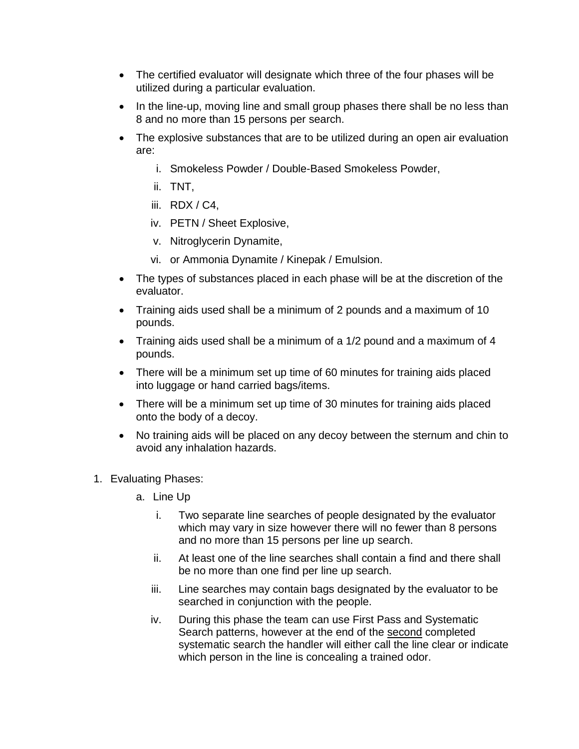- The certified evaluator will designate which three of the four phases will be utilized during a particular evaluation.
- In the line-up, moving line and small group phases there shall be no less than 8 and no more than 15 persons per search.
- The explosive substances that are to be utilized during an open air evaluation are:
    i. Smokeless Powder / Double-Based Smokeless Powder,
    ii. TNT,
    iii. RDX / C4,
    iv. PETN / Sheet Explosive,
    v. Nitroglycerin Dynamite,
    vi. or Ammonia Dynamite / Kinepak / Emulsion.
- The types of substances placed in each phase will be at the discretion of the evaluator.
- Training aids used shall be a minimum of 2 pounds and a maximum of 10 pounds.
- Training aids used shall be a minimum of a 1/2 pound and a maximum of 4 pounds.
- There will be a minimum set up time of 60 minutes for training aids placed into luggage or hand carried bags/items.
- There will be a minimum set up time of 30 minutes for training aids placed onto the body of a decoy.
- No training aids will be placed on any decoy between the sternum and chin to avoid any inhalation hazards.

1. Evaluating Phases:
    a. Line Up
        i. Two separate line searches of people designated by the evaluator which may vary in size however there will no fewer than 8 persons and no more than 15 persons per line up search.
        ii. At least one of the line searches shall contain a find and there shall be no more than one find per line up search.
        iii. Line searches may contain bags designated by the evaluator to be searched in conjunction with the people.
        iv. During this phase the team can use First Pass and Systematic Search patterns, however at the end of the <u>second</u> completed systematic search the handler will either call the line clear or indicate which person in the line is concealing a trained odor.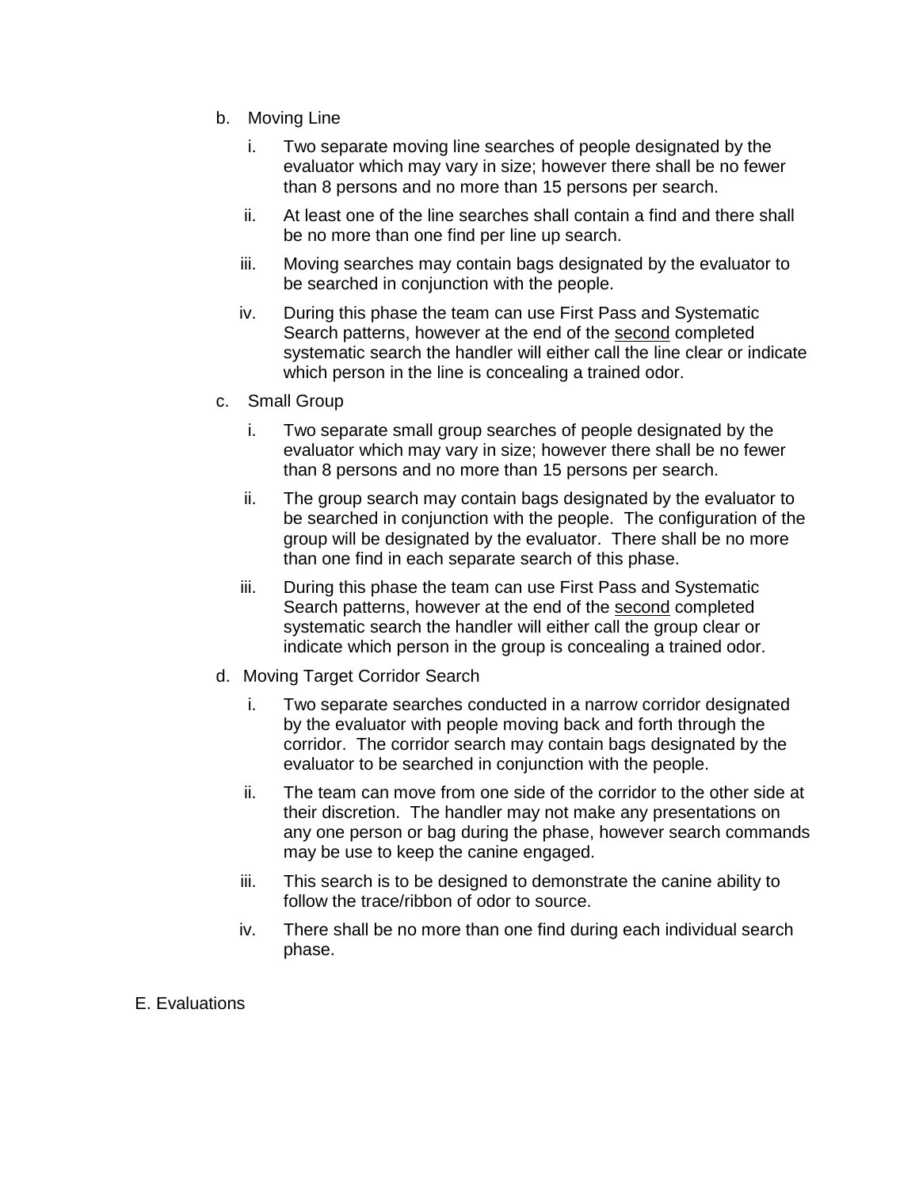b. Moving Line

   i. Two separate moving line searches of people designated by the evaluator which may vary in size; however there shall be no fewer than 8 persons and no more than 15 persons per search.

   ii. At least one of the line searches shall contain a find and there shall be no more than one find per line up search.

   iii. Moving searches may contain bags designated by the evaluator to be searched in conjunction with the people.

   iv. During this phase the team can use First Pass and Systematic Search patterns, however at the end of the <u>second</u> completed systematic search the handler will either call the line clear or indicate which person in the line is concealing a trained odor.

c. Small Group

   i. Two separate small group searches of people designated by the evaluator which may vary in size; however there shall be no fewer than 8 persons and no more than 15 persons per search.

   ii. The group search may contain bags designated by the evaluator to be searched in conjunction with the people. The configuration of the group will be designated by the evaluator. There shall be no more than one find in each separate search of this phase.

   iii. During this phase the team can use First Pass and Systematic Search patterns, however at the end of the <u>second</u> completed systematic search the handler will either call the group clear or indicate which person in the group is concealing a trained odor.

d. Moving Target Corridor Search

   i. Two separate searches conducted in a narrow corridor designated by the evaluator with people moving back and forth through the corridor. The corridor search may contain bags designated by the evaluator to be searched in conjunction with the people.

   ii. The team can move from one side of the corridor to the other side at their discretion. The handler may not make any presentations on any one person or bag during the phase, however search commands may be use to keep the canine engaged.

   iii. This search is to be designed to demonstrate the canine ability to follow the trace/ribbon of odor to source.

   iv. There shall be no more than one find during each individual search phase.

E. Evaluations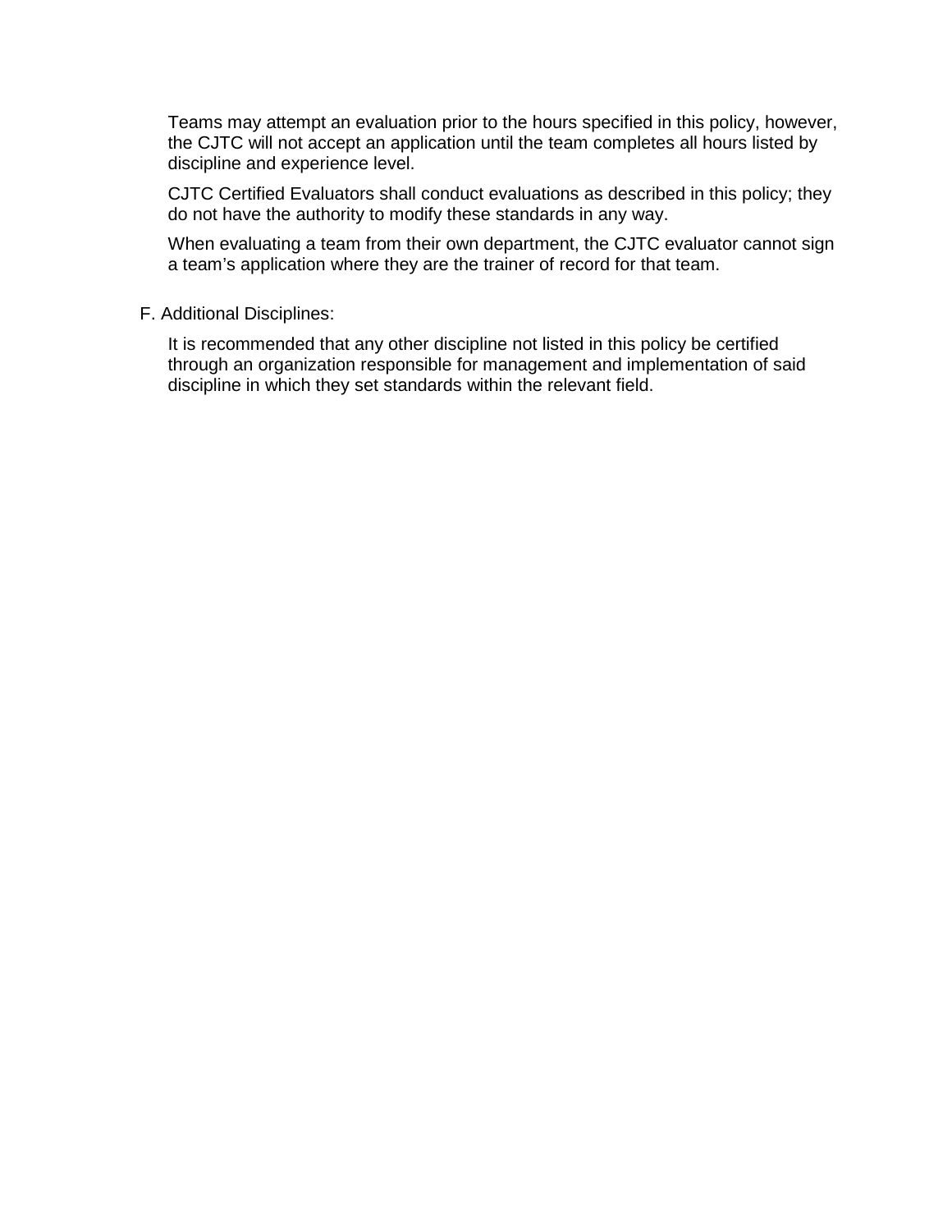Teams may attempt an evaluation prior to the hours specified in this policy, however, the CJTC will not accept an application until the team completes all hours listed by discipline and experience level.

CJTC Certified Evaluators shall conduct evaluations as described in this policy; they do not have the authority to modify these standards in any way.

When evaluating a team from their own department, the CJTC evaluator cannot sign a team's application where they are the trainer of record for that team.

F. Additional Disciplines:

It is recommended that any other discipline not listed in this policy be certified through an organization responsible for management and implementation of said discipline in which they set standards within the relevant field.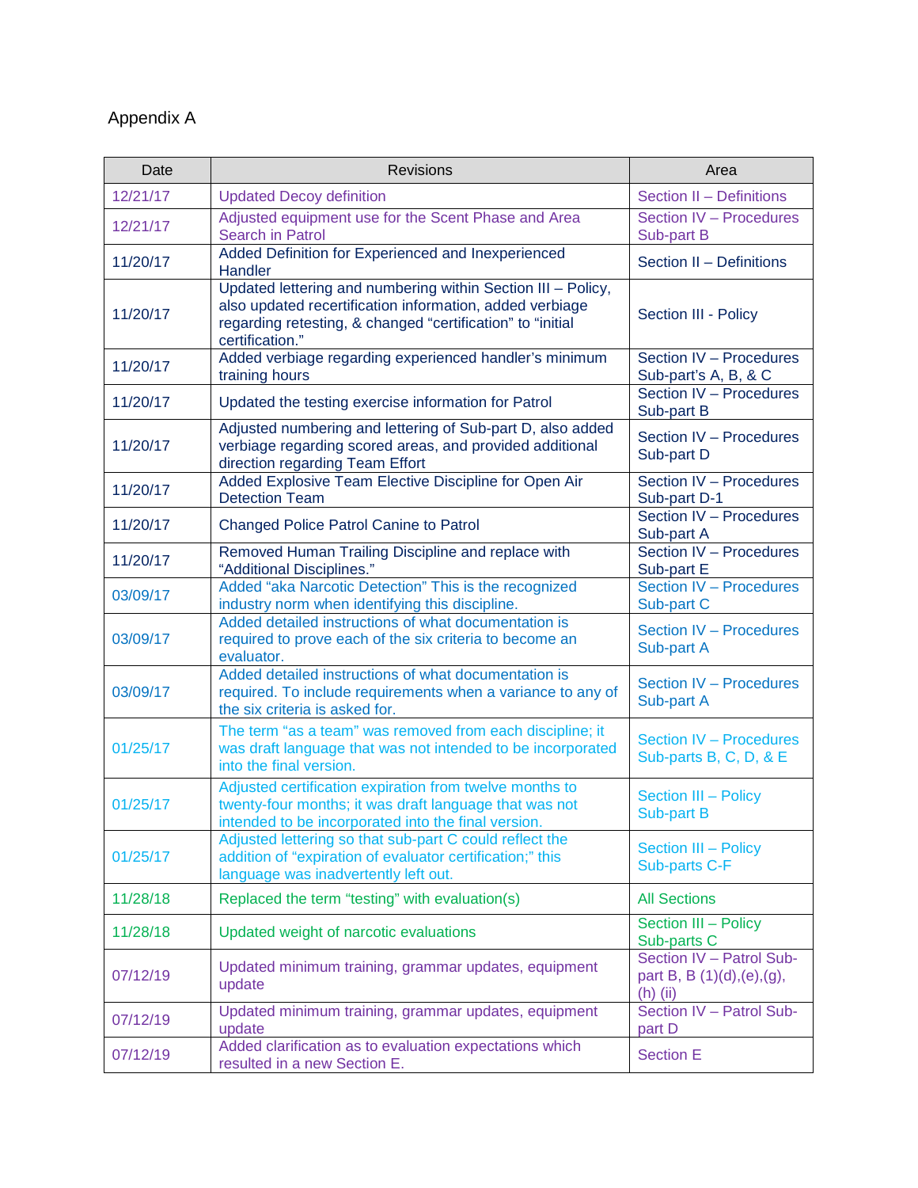Appendix A

| Date | Revisions | Area |
| --- | --- | --- |
| 12/21/17 | Updated Decoy definition | Section II – Definitions |
| 12/21/17 | Adjusted equipment use for the Scent Phase and Area Search in Patrol | Section IV – Procedures Sub-part B |
| 11/20/17 | Added Definition for Experienced and Inexperienced Handler | Section II – Definitions |
| 11/20/17 | Updated lettering and numbering within Section III – Policy, also updated recertification information, added verbiage regarding retesting, & changed "certification" to "initial certification." | Section III - Policy |
| 11/20/17 | Added verbiage regarding experienced handler's minimum training hours | Section IV – Procedures Sub-part's A, B, & C |
| 11/20/17 | Updated the testing exercise information for Patrol | Section IV – Procedures Sub-part B |
| 11/20/17 | Adjusted numbering and lettering of Sub-part D, also added verbiage regarding scored areas, and provided additional direction regarding Team Effort | Section IV – Procedures Sub-part D |
| 11/20/17 | Added Explosive Team Elective Discipline for Open Air Detection Team | Section IV – Procedures Sub-part D-1 |
| 11/20/17 | Changed Police Patrol Canine to Patrol | Section IV – Procedures Sub-part A |
| 11/20/17 | Removed Human Trailing Discipline and replace with "Additional Disciplines." | Section IV – Procedures Sub-part E |
| 03/09/17 | Added "aka Narcotic Detection" This is the recognized industry norm when identifying this discipline. | Section IV – Procedures Sub-part C |
| 03/09/17 | Added detailed instructions of what documentation is required to prove each of the six criteria to become an evaluator. | Section IV – Procedures Sub-part A |
| 03/09/17 | Added detailed instructions of what documentation is required. To include requirements when a variance to any of the six criteria is asked for. | Section IV – Procedures Sub-part A |
| 01/25/17 | The term "as a team" was removed from each discipline; it was draft language that was not intended to be incorporated into the final version. | Section IV – Procedures Sub-parts B, C, D, & E |
| 01/25/17 | Adjusted certification expiration from twelve months to twenty-four months; it was draft language that was not intended to be incorporated into the final version. | Section III – Policy Sub-part B |
| 01/25/17 | Adjusted lettering so that sub-part C could reflect the addition of "expiration of evaluator certification;" this language was inadvertently left out. | Section III – Policy Sub-parts C-F |
| 11/28/18 | Replaced the term "testing" with evaluation(s) | All Sections |
| 11/28/18 | Updated weight of narcotic evaluations | Section III – Policy Sub-parts C |
| 07/12/19 | Updated minimum training, grammar updates, equipment update | Section IV – Patrol Sub-part B, B (1)(d),(e),(g),(h) (ii) |
| 07/12/19 | Updated minimum training, grammar updates, equipment update | Section IV – Patrol Sub-part D |
| 07/12/19 | Added clarification as to evaluation expectations which resulted in a new Section E. | Section E |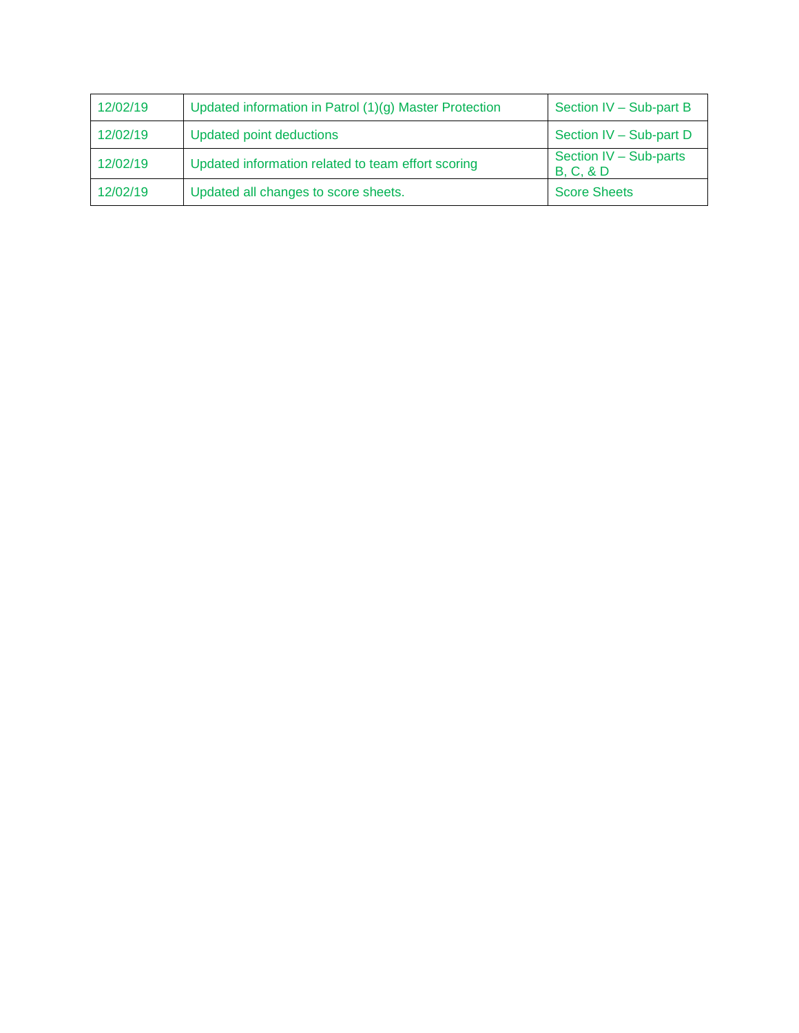| | | |
|---|---|---|
| 12/02/19 | Updated information in Patrol (1)(g) Master Protection | Section IV – Sub-part B |
| 12/02/19 | Updated point deductions | Section IV – Sub-part D |
| 12/02/19 | Updated information related to team effort scoring | Section IV – Sub-parts B, C, & D |
| 12/02/19 | Updated all changes to score sheets. | Score Sheets |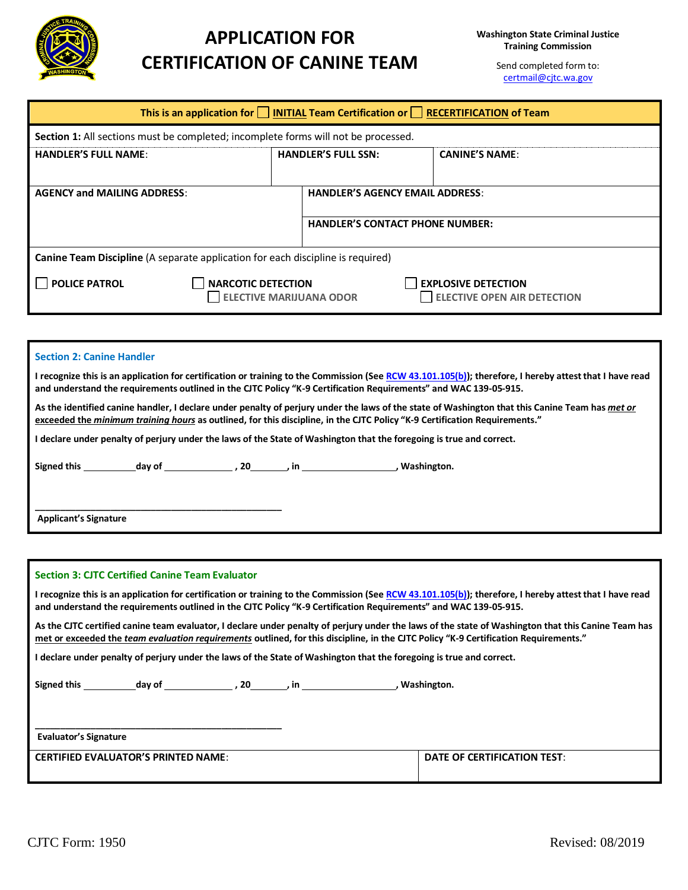# APPLICATION FOR CERTIFICATION OF CANINE TEAM

**Washington State Criminal Justice Training Commission**

Send completed form to: certmail@cjtc.wa.gov

**This is an application for ☐ INITIAL Team Certification or ☐ RECERTIFICATION of Team**

**Section 1:** All sections must be completed; incomplete forms will not be processed.

| **HANDLER'S FULL NAME**: | **HANDLER'S FULL SSN:** | **CANINE'S NAME**: |
|---|---|---|
| | | |

| **AGENCY and MAILING ADDRESS**: | **HANDLER'S AGENCY EMAIL ADDRESS**: |
|---|---|
| | **HANDLER'S CONTACT PHONE NUMBER:** |

**Canine Team Discipline** (A separate application for each discipline is required)

☐ **POLICE PATROL** ☐ **NARCOTIC DETECTION** ☐ **EXPLOSIVE DETECTION**

☐ **ELECTIVE MARIJUANA ODOR** ☐ **ELECTIVE OPEN AIR DETECTION**

## Section 2: Canine Handler

**I recognize this is an application for certification or training to the Commission (See RCW 43.101.105(b)); therefore, I hereby attest that I have read and understand the requirements outlined in the CJTC Policy "K-9 Certification Requirements" and WAC 139-05-915.**

**As the identified canine handler, I declare under penalty of perjury under the laws of the state of Washington that this Canine Team has *met or exceeded the minimum training hours* as outlined, for this discipline, in the CJTC Policy "K-9 Certification Requirements."**

**I declare under penalty of perjury under the laws of the State of Washington that the foregoing is true and correct.**

**Signed this __________day of ______________ , 20_______ , in __________________ , Washington.**

\_\_\_\_\_\_\_\_\_\_\_\_\_\_\_\_\_\_\_\_\_\_\_\_\_\_\_\_\_\_\_\_\_\_\_\_\_\_\_\_\_\_\_\_\_\_\_\_

**Applicant's Signature**

## Section 3: CJTC Certified Canine Team Evaluator

**I recognize this is an application for certification or training to the Commission (See RCW 43.101.105(b)); therefore, I hereby attest that I have read and understand the requirements outlined in the CJTC Policy "K-9 Certification Requirements" and WAC 139-05-915.**

**As the CJTC certified canine team evaluator, I declare under penalty of perjury under the laws of the state of Washington that this Canine Team has met or exceeded the *team evaluation requirements* outlined, for this discipline, in the CJTC Policy "K-9 Certification Requirements."**

**I declare under penalty of perjury under the laws of the State of Washington that the foregoing is true and correct.**

**Signed this __________day of ______________ , 20_______ , in __________________ , Washington.**

\_\_\_\_\_\_\_\_\_\_\_\_\_\_\_\_\_\_\_\_\_\_\_\_\_\_\_\_\_\_\_\_\_\_\_\_\_\_\_\_\_\_\_\_\_\_\_\_

**Evaluator's Signature**

| **CERTIFIED EVALUATOR'S PRINTED NAME**: | **DATE OF CERTIFICATION TEST**: |
|---|---|
| | |

CJTC Form: 1950 Revised: 08/2019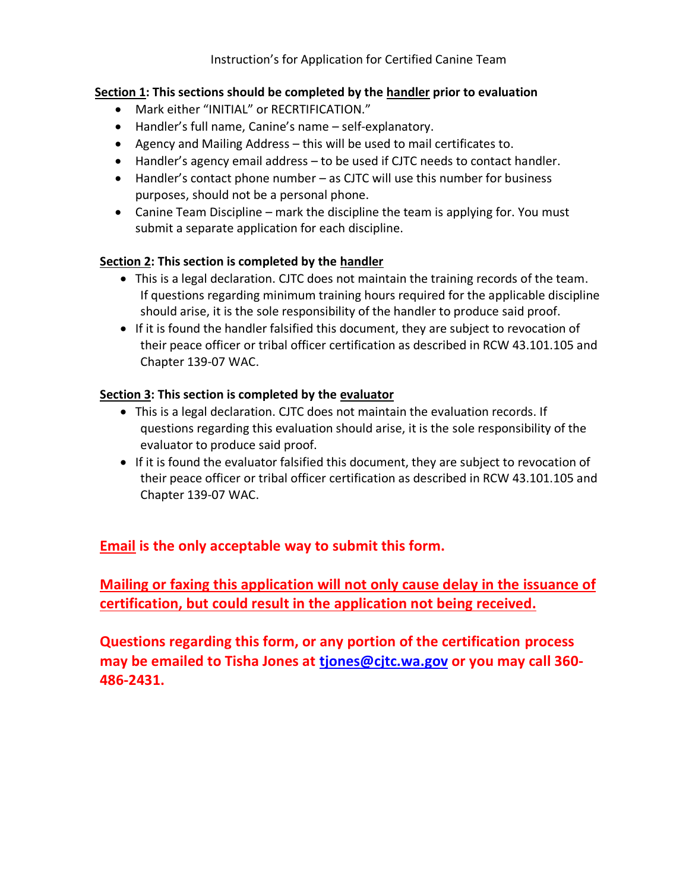Instruction's for Application for Certified Canine Team

**Section 1: This sections should be completed by the handler prior to evaluation**

- Mark either "INITIAL" or RECRTIFICATION."
- Handler's full name, Canine's name – self-explanatory.
- Agency and Mailing Address – this will be used to mail certificates to.
- Handler's agency email address – to be used if CJTC needs to contact handler.
- Handler's contact phone number – as CJTC will use this number for business purposes, should not be a personal phone.
- Canine Team Discipline – mark the discipline the team is applying for. You must submit a separate application for each discipline.

**Section 2: This section is completed by the handler**

- This is a legal declaration. CJTC does not maintain the training records of the team. If questions regarding minimum training hours required for the applicable discipline should arise, it is the sole responsibility of the handler to produce said proof.
- If it is found the handler falsified this document, they are subject to revocation of their peace officer or tribal officer certification as described in RCW 43.101.105 and Chapter 139-07 WAC.

**Section 3: This section is completed by the evaluator**

- This is a legal declaration. CJTC does not maintain the evaluation records. If questions regarding this evaluation should arise, it is the sole responsibility of the evaluator to produce said proof.
- If it is found the evaluator falsified this document, they are subject to revocation of their peace officer or tribal officer certification as described in RCW 43.101.105 and Chapter 139-07 WAC.

**Email is the only acceptable way to submit this form.**

**Mailing or faxing this application will not only cause delay in the issuance of certification, but could result in the application not being received.**

**Questions regarding this form, or any portion of the certification process may be emailed to Tisha Jones at tjones@cjtc.wa.gov or you may call 360-486-2431.**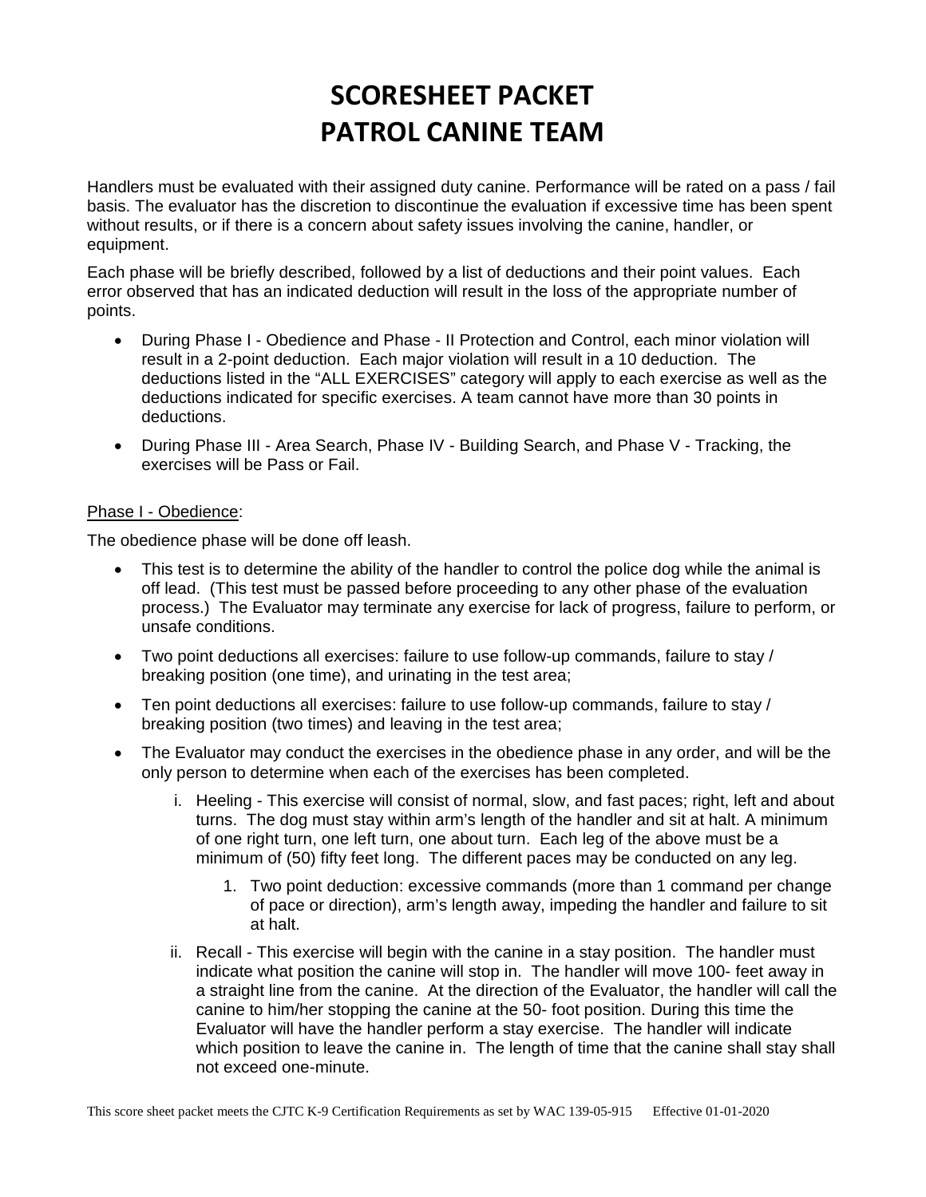# SCORESHEET PACKET
# PATROL CANINE TEAM

Handlers must be evaluated with their assigned duty canine. Performance will be rated on a pass / fail basis. The evaluator has the discretion to discontinue the evaluation if excessive time has been spent without results, or if there is a concern about safety issues involving the canine, handler, or equipment.

Each phase will be briefly described, followed by a list of deductions and their point values. Each error observed that has an indicated deduction will result in the loss of the appropriate number of points.

- During Phase I - Obedience and Phase - II Protection and Control, each minor violation will result in a 2-point deduction. Each major violation will result in a 10 deduction. The deductions listed in the "ALL EXERCISES" category will apply to each exercise as well as the deductions indicated for specific exercises. A team cannot have more than 30 points in deductions.
- During Phase III - Area Search, Phase IV - Building Search, and Phase V - Tracking, the exercises will be Pass or Fail.

<u>Phase I - Obedience</u>:

The obedience phase will be done off leash.

- This test is to determine the ability of the handler to control the police dog while the animal is off lead. (This test must be passed before proceeding to any other phase of the evaluation process.) The Evaluator may terminate any exercise for lack of progress, failure to perform, or unsafe conditions.
- Two point deductions all exercises: failure to use follow-up commands, failure to stay / breaking position (one time), and urinating in the test area;
- Ten point deductions all exercises: failure to use follow-up commands, failure to stay / breaking position (two times) and leaving in the test area;
- The Evaluator may conduct the exercises in the obedience phase in any order, and will be the only person to determine when each of the exercises has been completed.
  - i. Heeling - This exercise will consist of normal, slow, and fast paces; right, left and about turns. The dog must stay within arm's length of the handler and sit at halt. A minimum of one right turn, one left turn, one about turn. Each leg of the above must be a minimum of (50) fifty feet long. The different paces may be conducted on any leg.
    1. Two point deduction: excessive commands (more than 1 command per change of pace or direction), arm's length away, impeding the handler and failure to sit at halt.
  - ii. Recall - This exercise will begin with the canine in a stay position. The handler must indicate what position the canine will stop in. The handler will move 100- feet away in a straight line from the canine. At the direction of the Evaluator, the handler will call the canine to him/her stopping the canine at the 50- foot position. During this time the Evaluator will have the handler perform a stay exercise. The handler will indicate which position to leave the canine in. The length of time that the canine shall stay shall not exceed one-minute.

This score sheet packet meets the CJTC K-9 Certification Requirements as set by WAC 139-05-915 Effective 01-01-2020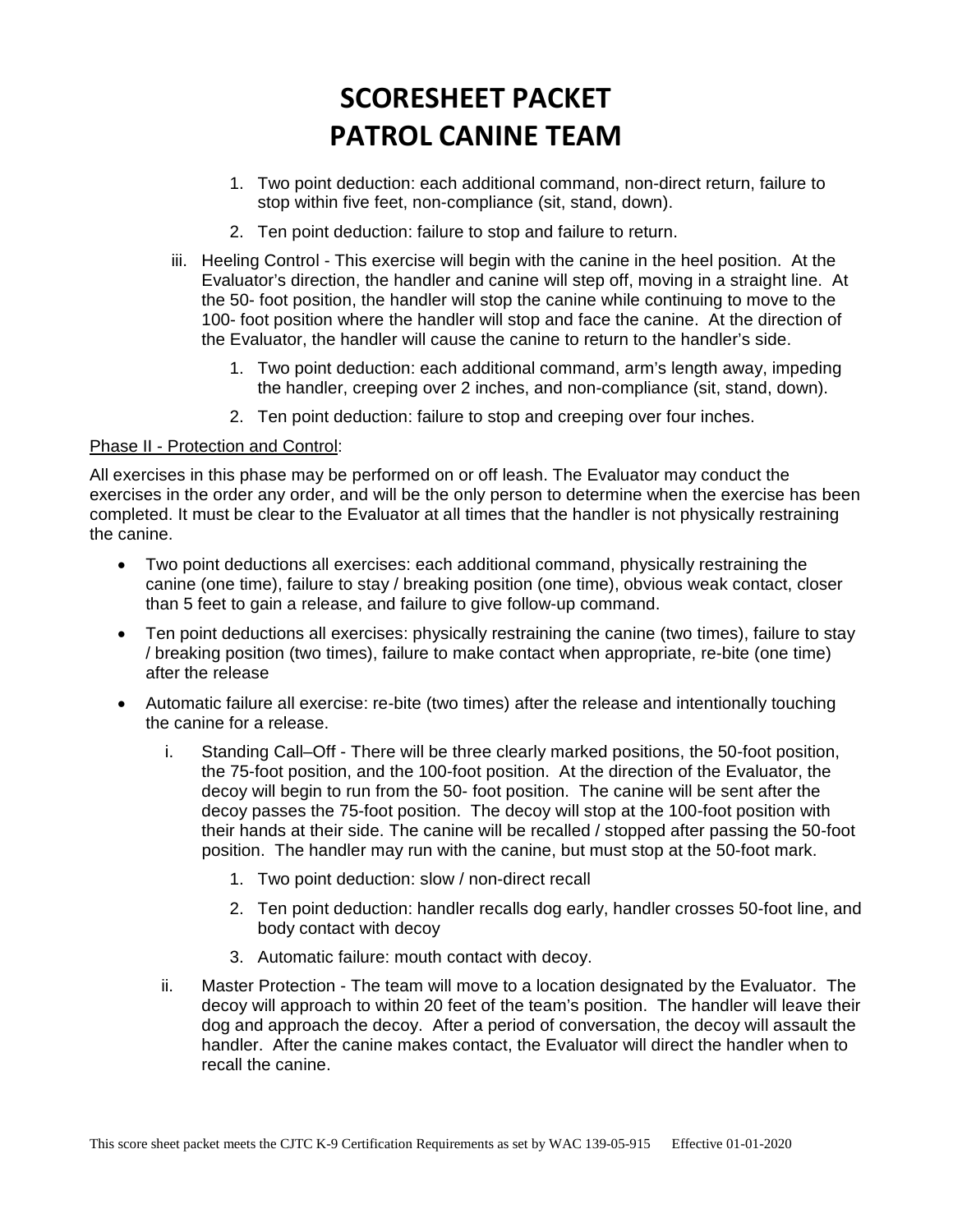# SCORESHEET PACKET
# PATROL CANINE TEAM

1. Two point deduction: each additional command, non-direct return, failure to stop within five feet, non-compliance (sit, stand, down).
2. Ten point deduction: failure to stop and failure to return.

iii. Heeling Control - This exercise will begin with the canine in the heel position. At the Evaluator's direction, the handler and canine will step off, moving in a straight line. At the 50- foot position, the handler will stop the canine while continuing to move to the 100- foot position where the handler will stop and face the canine. At the direction of the Evaluator, the handler will cause the canine to return to the handler's side.

1. Two point deduction: each additional command, arm's length away, impeding the handler, creeping over 2 inches, and non-compliance (sit, stand, down).
2. Ten point deduction: failure to stop and creeping over four inches.

<u>Phase II - Protection and Control</u>:

All exercises in this phase may be performed on or off leash. The Evaluator may conduct the exercises in the order any order, and will be the only person to determine when the exercise has been completed. It must be clear to the Evaluator at all times that the handler is not physically restraining the canine.

- Two point deductions all exercises: each additional command, physically restraining the canine (one time), failure to stay / breaking position (one time), obvious weak contact, closer than 5 feet to gain a release, and failure to give follow-up command.
- Ten point deductions all exercises: physically restraining the canine (two times), failure to stay / breaking position (two times), failure to make contact when appropriate, re-bite (one time) after the release
- Automatic failure all exercise: re-bite (two times) after the release and intentionally touching the canine for a release.

i. Standing Call–Off - There will be three clearly marked positions, the 50-foot position, the 75-foot position, and the 100-foot position. At the direction of the Evaluator, the decoy will begin to run from the 50- foot position. The canine will be sent after the decoy passes the 75-foot position. The decoy will stop at the 100-foot position with their hands at their side. The canine will be recalled / stopped after passing the 50-foot position. The handler may run with the canine, but must stop at the 50-foot mark.

1. Two point deduction: slow / non-direct recall
2. Ten point deduction: handler recalls dog early, handler crosses 50-foot line, and body contact with decoy
3. Automatic failure: mouth contact with decoy.

ii. Master Protection - The team will move to a location designated by the Evaluator. The decoy will approach to within 20 feet of the team's position. The handler will leave their dog and approach the decoy. After a period of conversation, the decoy will assault the handler. After the canine makes contact, the Evaluator will direct the handler when to recall the canine.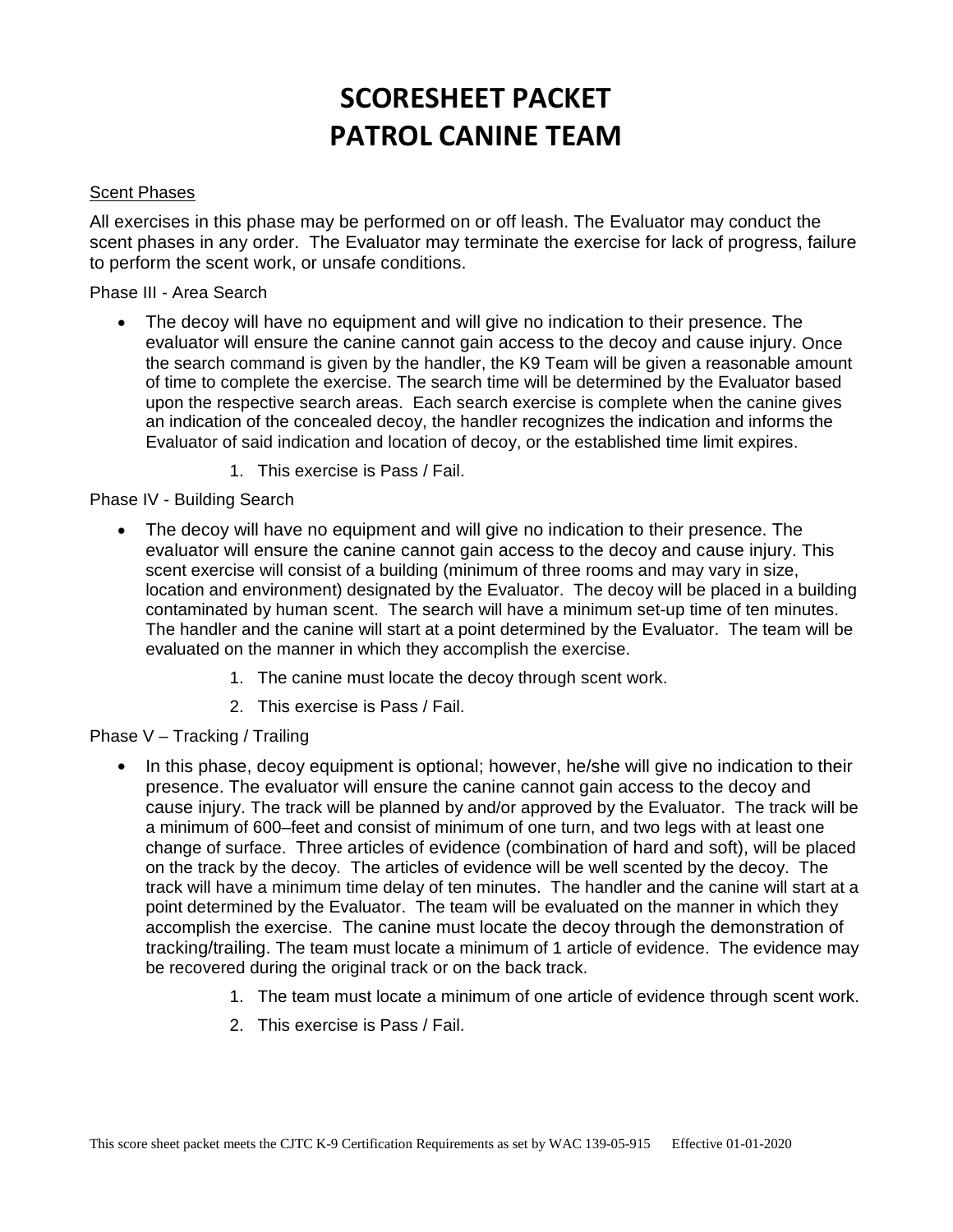# SCORESHEET PACKET
# PATROL CANINE TEAM

Scent Phases

All exercises in this phase may be performed on or off leash. The Evaluator may conduct the scent phases in any order. The Evaluator may terminate the exercise for lack of progress, failure to perform the scent work, or unsafe conditions.

Phase III - Area Search

- The decoy will have no equipment and will give no indication to their presence. The evaluator will ensure the canine cannot gain access to the decoy and cause injury. Once the search command is given by the handler, the K9 Team will be given a reasonable amount of time to complete the exercise. The search time will be determined by the Evaluator based upon the respective search areas. Each search exercise is complete when the canine gives an indication of the concealed decoy, the handler recognizes the indication and informs the Evaluator of said indication and location of decoy, or the established time limit expires.
    1. This exercise is Pass / Fail.

Phase IV - Building Search

- The decoy will have no equipment and will give no indication to their presence. The evaluator will ensure the canine cannot gain access to the decoy and cause injury. This scent exercise will consist of a building (minimum of three rooms and may vary in size, location and environment) designated by the Evaluator. The decoy will be placed in a building contaminated by human scent. The search will have a minimum set-up time of ten minutes. The handler and the canine will start at a point determined by the Evaluator. The team will be evaluated on the manner in which they accomplish the exercise.
    1. The canine must locate the decoy through scent work.
    2. This exercise is Pass / Fail.

Phase V – Tracking / Trailing

- In this phase, decoy equipment is optional; however, he/she will give no indication to their presence. The evaluator will ensure the canine cannot gain access to the decoy and cause injury. The track will be planned by and/or approved by the Evaluator. The track will be a minimum of 600–feet and consist of minimum of one turn, and two legs with at least one change of surface. Three articles of evidence (combination of hard and soft), will be placed on the track by the decoy. The articles of evidence will be well scented by the decoy. The track will have a minimum time delay of ten minutes. The handler and the canine will start at a point determined by the Evaluator. The team will be evaluated on the manner in which they accomplish the exercise. The canine must locate the decoy through the demonstration of tracking/trailing. The team must locate a minimum of 1 article of evidence. The evidence may be recovered during the original track or on the back track.
    1. The team must locate a minimum of one article of evidence through scent work.
    2. This exercise is Pass / Fail.

This score sheet packet meets the CJTC K-9 Certification Requirements as set by WAC 139-05-915 Effective 01-01-2020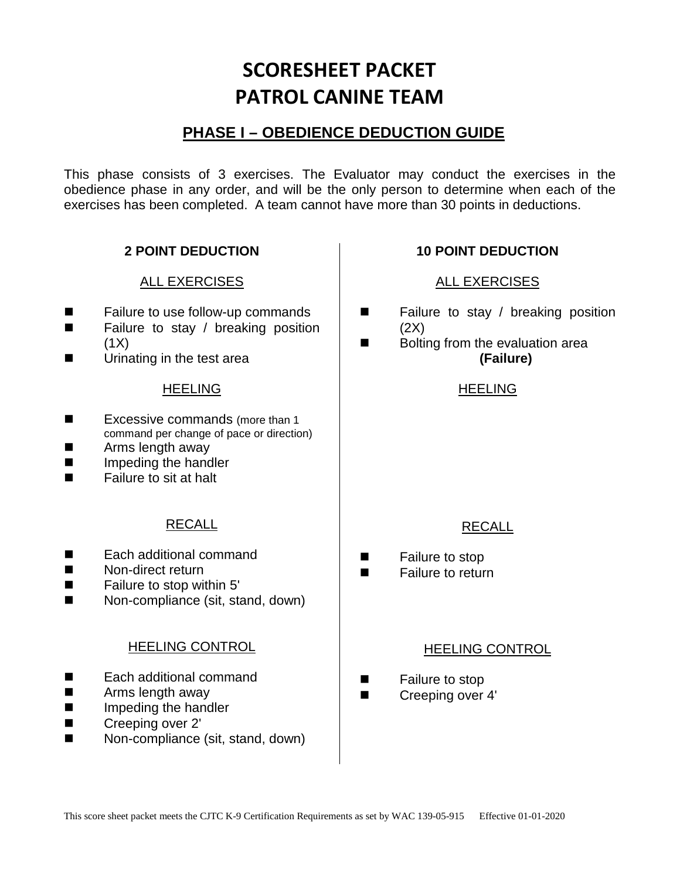# SCORESHEET PACKET
# PATROL CANINE TEAM

## PHASE I – OBEDIENCE DEDUCTION GUIDE

This phase consists of 3 exercises. The Evaluator may conduct the exercises in the obedience phase in any order, and will be the only person to determine when each of the exercises has been completed. A team cannot have more than 30 points in deductions.

### 2 POINT DEDUCTION

ALL EXERCISES

- Failure to use follow-up commands
- Failure to stay / breaking position (1X)
- Urinating in the test area

HEELING

- Excessive commands (more than 1 command per change of pace or direction)
- Arms length away
- Impeding the handler
- Failure to sit at halt

RECALL

- Each additional command
- Non-direct return
- Failure to stop within 5'
- Non-compliance (sit, stand, down)

HEELING CONTROL

- Each additional command
- Arms length away
- Impeding the handler
- Creeping over 2'
- Non-compliance (sit, stand, down)

### 10 POINT DEDUCTION

ALL EXERCISES

- Failure to stay / breaking position (2X)
- Bolting from the evaluation area **(Failure)**

HEELING

RECALL

- Failure to stop
- Failure to return

HEELING CONTROL

- Failure to stop
- Creeping over 4'

This score sheet packet meets the CJTC K-9 Certification Requirements as set by WAC 139-05-915 Effective 01-01-2020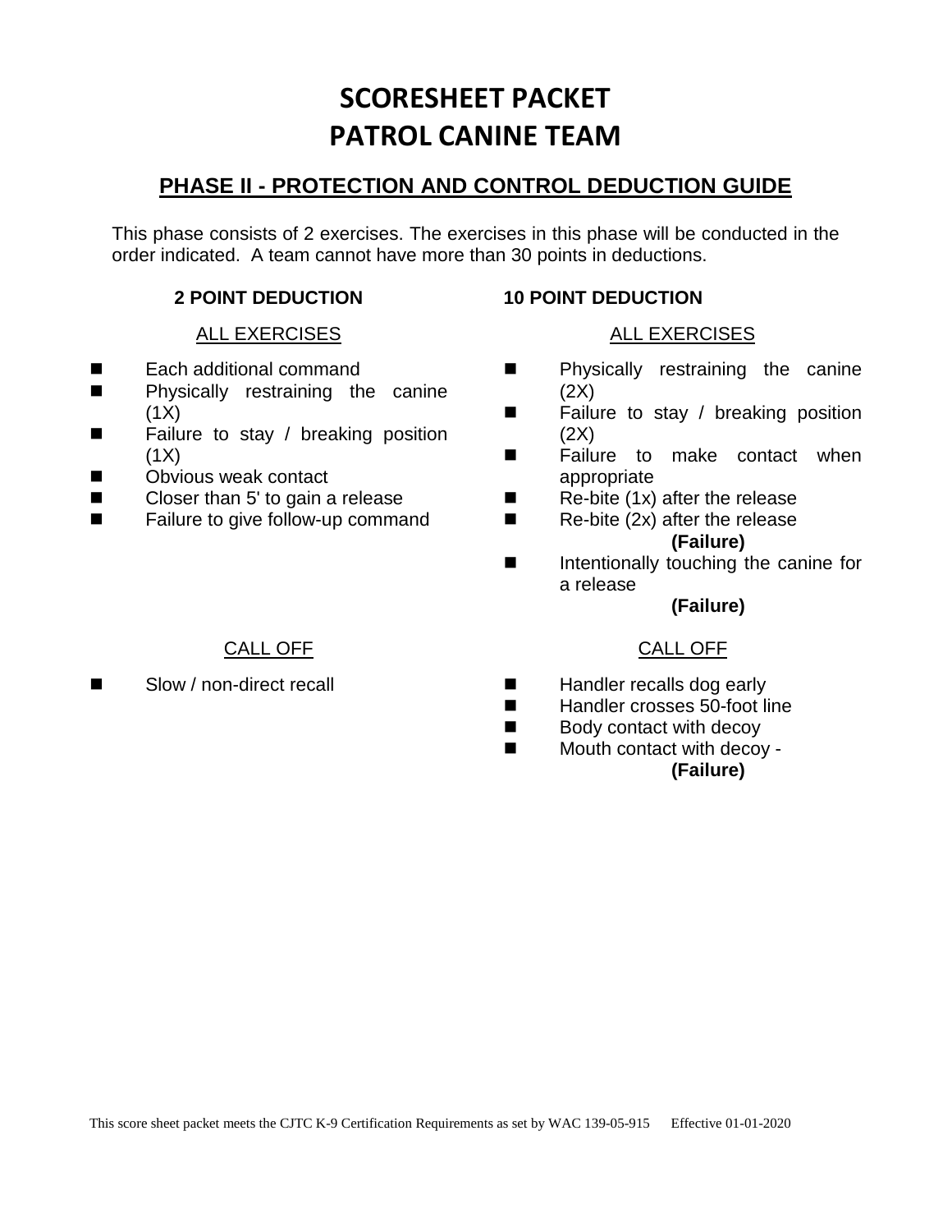# SCORESHEET PACKET
# PATROL CANINE TEAM

## PHASE II - PROTECTION AND CONTROL DEDUCTION GUIDE

This phase consists of 2 exercises. The exercises in this phase will be conducted in the order indicated. A team cannot have more than 30 points in deductions.

### 2 POINT DEDUCTION

ALL EXERCISES

- Each additional command
- Physically restraining the canine (1X)
- Failure to stay / breaking position (1X)
- Obvious weak contact
- Closer than 5' to gain a release
- Failure to give follow-up command

CALL OFF

- Slow / non-direct recall

### 10 POINT DEDUCTION

ALL EXERCISES

- Physically restraining the canine (2X)
- Failure to stay / breaking position (2X)
- Failure to make contact when appropriate
- Re-bite (1x) after the release
- Re-bite (2x) after the release **(Failure)**
- Intentionally touching the canine for a release **(Failure)**

CALL OFF

- Handler recalls dog early
- Handler crosses 50-foot line
- Body contact with decoy
- Mouth contact with decoy - **(Failure)**

This score sheet packet meets the CJTC K-9 Certification Requirements as set by WAC 139-05-915 Effective 01-01-2020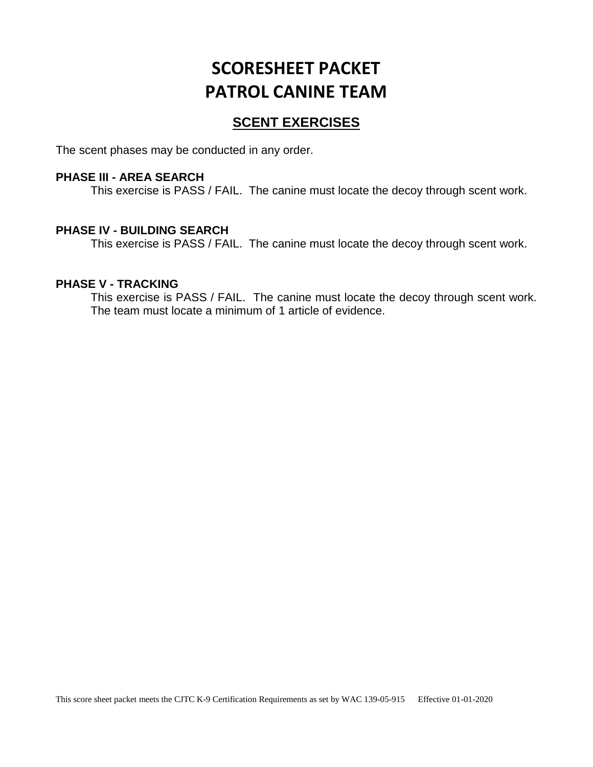# SCORESHEET PACKET
# PATROL CANINE TEAM

## SCENT EXERCISES

The scent phases may be conducted in any order.

**PHASE III - AREA SEARCH**

This exercise is PASS / FAIL. The canine must locate the decoy through scent work.

**PHASE IV - BUILDING SEARCH**

This exercise is PASS / FAIL. The canine must locate the decoy through scent work.

**PHASE V - TRACKING**

This exercise is PASS / FAIL. The canine must locate the decoy through scent work. The team must locate a minimum of 1 article of evidence.

This score sheet packet meets the CJTC K-9 Certification Requirements as set by WAC 139-05-915 Effective 01-01-2020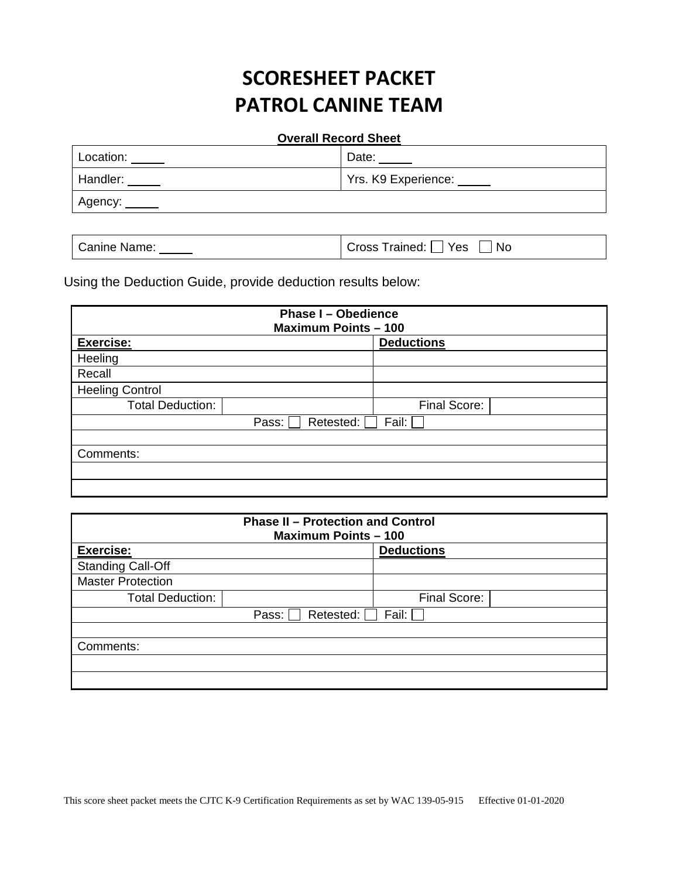# SCORESHEET PACKET
# PATROL CANINE TEAM

**Overall Record Sheet**

| | |
|---|---|
| Location: _____ | Date: _____ |
| Handler: _____ | Yrs. K9 Experience: _____ |
| Agency: _____ | |

| | |
|---|---|
| Canine Name: _____ | Cross Trained: ☐ Yes ☐ No |

Using the Deduction Guide, provide deduction results below:

| **Phase I – Obedience<br>Maximum Points – 100** | | | |
|---|---|---|---|
| **Exercise:** | | **Deductions** | |
| Heeling | | | |
| Recall | | | |
| Heeling Control | | | |
| Total Deduction: | | Final Score: | |
| Pass: ☐ Retested: ☐ Fail: ☐ | | | |
| | | | |
| Comments: | | | |
| | | | |
| | | | |

| **Phase II – Protection and Control<br>Maximum Points – 100** | | | |
|---|---|---|---|
| **Exercise:** | | **Deductions** | |
| Standing Call-Off | | | |
| Master Protection | | | |
| Total Deduction: | | Final Score: | |
| Pass: ☐ Retested: ☐ Fail: ☐ | | | |
| | | | |
| Comments: | | | |
| | | | |
| | | | |

This score sheet packet meets the CJTC K-9 Certification Requirements as set by WAC 139-05-915 Effective 01-01-2020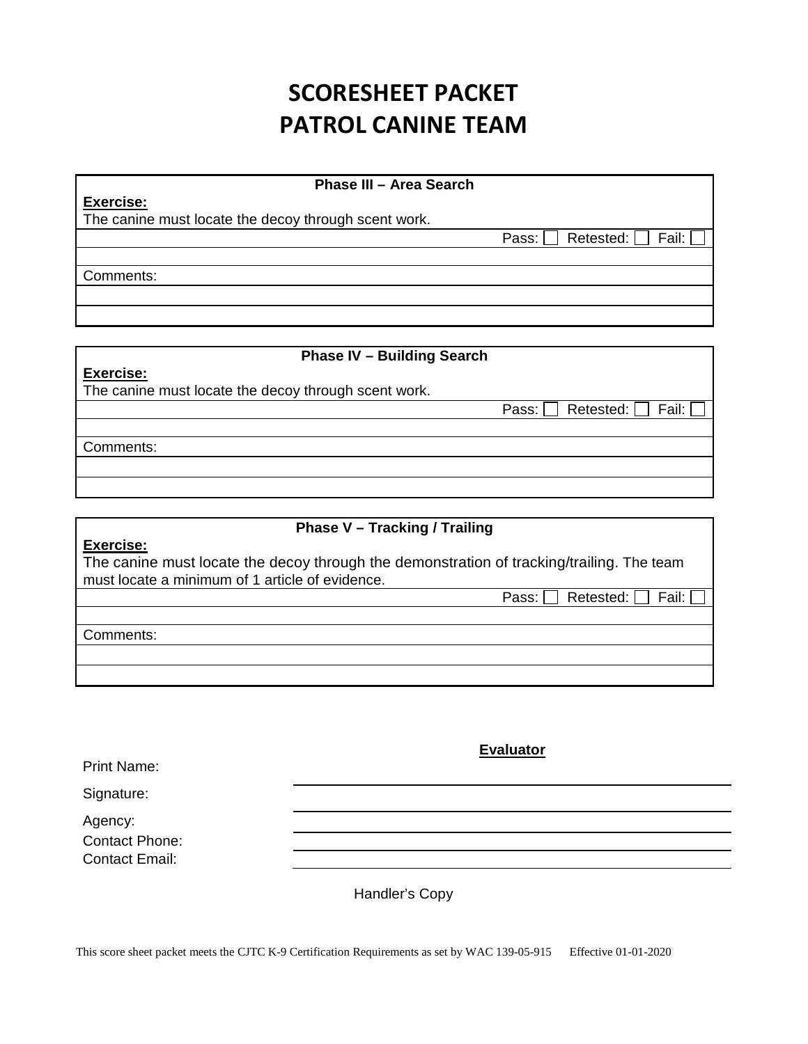# SCORESHEET PACKET
# PATROL CANINE TEAM

| Phase III – Area Search |
|---|
| **Exercise:** The canine must locate the decoy through scent work. |
| Pass: ☐ Retested: ☐ Fail: ☐ |
| |
| Comments: |
| |
| |

| Phase IV – Building Search |
|---|
| **Exercise:** The canine must locate the decoy through scent work. |
| Pass: ☐ Retested: ☐ Fail: ☐ |
| |
| Comments: |
| |
| |

| Phase V – Tracking / Trailing |
|---|
| **Exercise:** The canine must locate the decoy through the demonstration of tracking/trailing. The team must locate a minimum of 1 article of evidence. |
| Pass: ☐ Retested: ☐ Fail: ☐ |
| |
| Comments: |
| |
| |

**Evaluator**

Print Name: ______________________________

Signature: ______________________________

Agency: ______________________________

Contact Phone: ______________________________

Contact Email: ______________________________

Handler's Copy

This score sheet packet meets the CJTC K-9 Certification Requirements as set by WAC 139-05-915 Effective 01-01-2020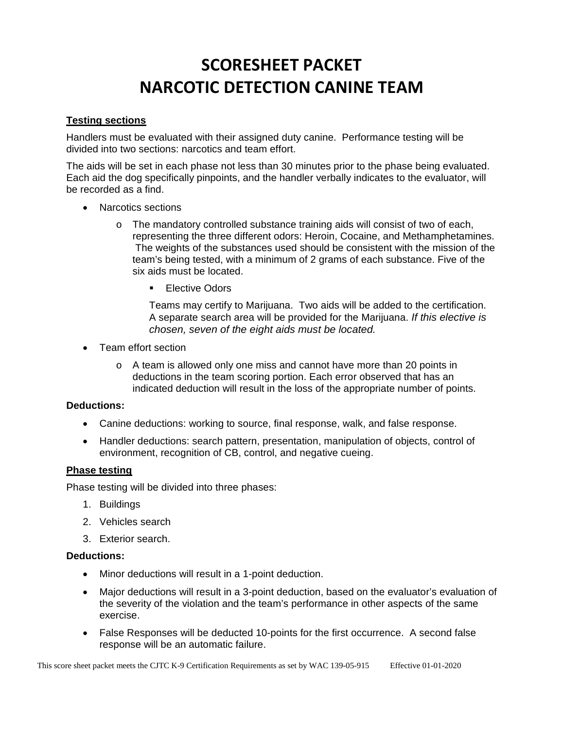# SCORESHEET PACKET
# NARCOTIC DETECTION CANINE TEAM

**Testing sections**

Handlers must be evaluated with their assigned duty canine. Performance testing will be divided into two sections: narcotics and team effort.

The aids will be set in each phase not less than 30 minutes prior to the phase being evaluated. Each aid the dog specifically pinpoints, and the handler verbally indicates to the evaluator, will be recorded as a find.

- Narcotics sections
  - The mandatory controlled substance training aids will consist of two of each, representing the three different odors: Heroin, Cocaine, and Methamphetamines. The weights of the substances used should be consistent with the mission of the team's being tested, with a minimum of 2 grams of each substance. Five of the six aids must be located.
    - Elective Odors

      Teams may certify to Marijuana. Two aids will be added to the certification. A separate search area will be provided for the Marijuana. *If this elective is chosen, seven of the eight aids must be located.*
- Team effort section
  - A team is allowed only one miss and cannot have more than 20 points in deductions in the team scoring portion. Each error observed that has an indicated deduction will result in the loss of the appropriate number of points.

**Deductions:**

- Canine deductions: working to source, final response, walk, and false response.
- Handler deductions: search pattern, presentation, manipulation of objects, control of environment, recognition of CB, control, and negative cueing.

**Phase testing**

Phase testing will be divided into three phases:

1. Buildings
2. Vehicles search
3. Exterior search.

**Deductions:**

- Minor deductions will result in a 1-point deduction.
- Major deductions will result in a 3-point deduction, based on the evaluator's evaluation of the severity of the violation and the team's performance in other aspects of the same exercise.
- False Responses will be deducted 10-points for the first occurrence. A second false response will be an automatic failure.

This score sheet packet meets the CJTC K-9 Certification Requirements as set by WAC 139-05-915 Effective 01-01-2020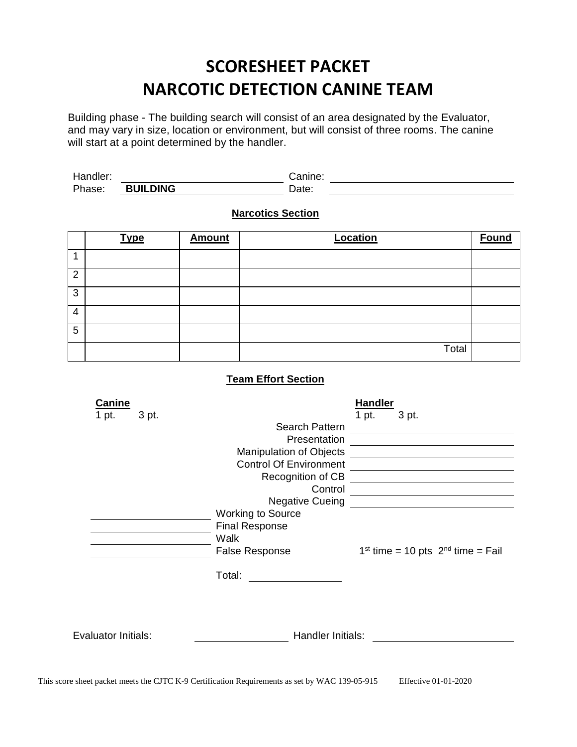# SCORESHEET PACKET
# NARCOTIC DETECTION CANINE TEAM

Building phase - The building search will consist of an area designated by the Evaluator, and may vary in size, location or environment, but will consist of three rooms. The canine will start at a point determined by the handler.

Handler: ____________________ Canine: ____________________

Phase: **BUILDING** Date: ____________________

### Narcotics Section

| | Type | Amount | Location | Found |
|---|---|---|---|---|
| 1 | | | | |
| 2 | | | | |
| 3 | | | | |
| 4 | | | | |
| 5 | | | | |
| | | | Total | |

### Team Effort Section

| Canine (1 pt. / 3 pt.) | | Handler (1 pt. / 3 pt.) |
|---|---|---|
| | Search Pattern | ________ |
| | Presentation | ________ |
| | Manipulation of Objects | ________ |
| | Control Of Environment | ________ |
| | Recognition of CB | ________ |
| | Control | ________ |
| | Negative Cueing | ________ |
| ________ | Working to Source | |
| ________ | Final Response | |
| ________ | Walk | |
| ________ | False Response | 1st time = 10 pts 2nd time = Fail |

Total: ____________

Evaluator Initials: ____________ Handler Initials: ____________

This score sheet packet meets the CJTC K-9 Certification Requirements as set by WAC 139-05-915 Effective 01-01-2020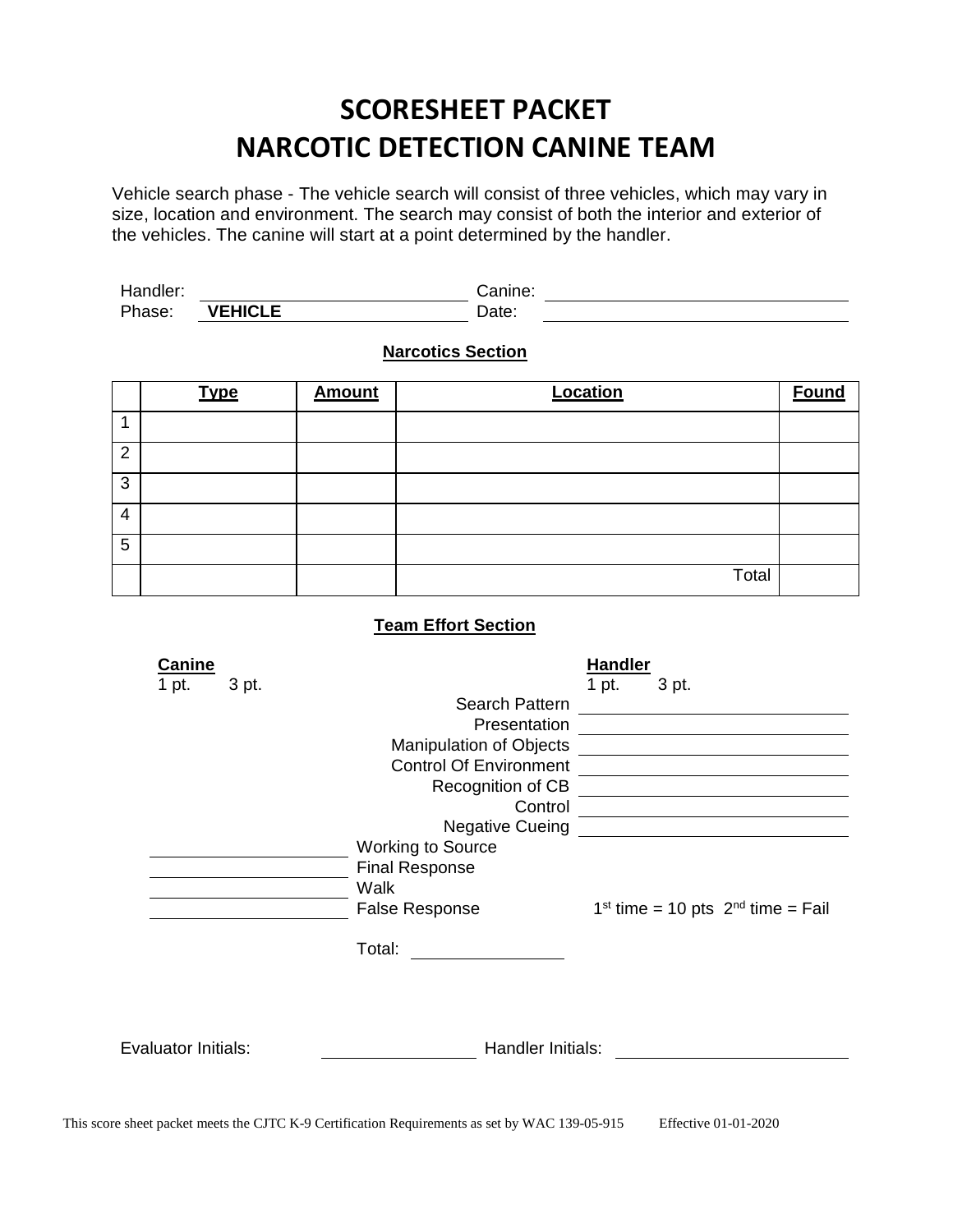# SCORESHEET PACKET
# NARCOTIC DETECTION CANINE TEAM

Vehicle search phase - The vehicle search will consist of three vehicles, which may vary in size, location and environment. The search may consist of both the interior and exterior of the vehicles. The canine will start at a point determined by the handler.

Handler: ______________________ Canine: ______________________
Phase: **VEHICLE** Date: ______________________

**Narcotics Section**

| | Type | Amount | Location | Found |
|---|---|---|---|---|
| 1 | | | | |
| 2 | | | | |
| 3 | | | | |
| 4 | | | | |
| 5 | | | | |
| | | | Total | |

**Team Effort Section**

| Canine (1 pt. / 3 pt.) | | Handler (1 pt. / 3 pt.) |
|---|---|---|
| | Search Pattern | ______________ |
| | Presentation | ______________ |
| | Manipulation of Objects | ______________ |
| | Control Of Environment | ______________ |
| | Recognition of CB | ______________ |
| | Control | ______________ |
| | Negative Cueing | ______________ |
| ______________ | Working to Source | |
| ______________ | Final Response | |
| ______________ | Walk | |
| ______________ | False Response | $1^{st}$ time = 10 pts $2^{nd}$ time = Fail |

Total: ______________

Evaluator Initials: ______________ Handler Initials: ______________

This score sheet packet meets the CJTC K-9 Certification Requirements as set by WAC 139-05-915 Effective 01-01-2020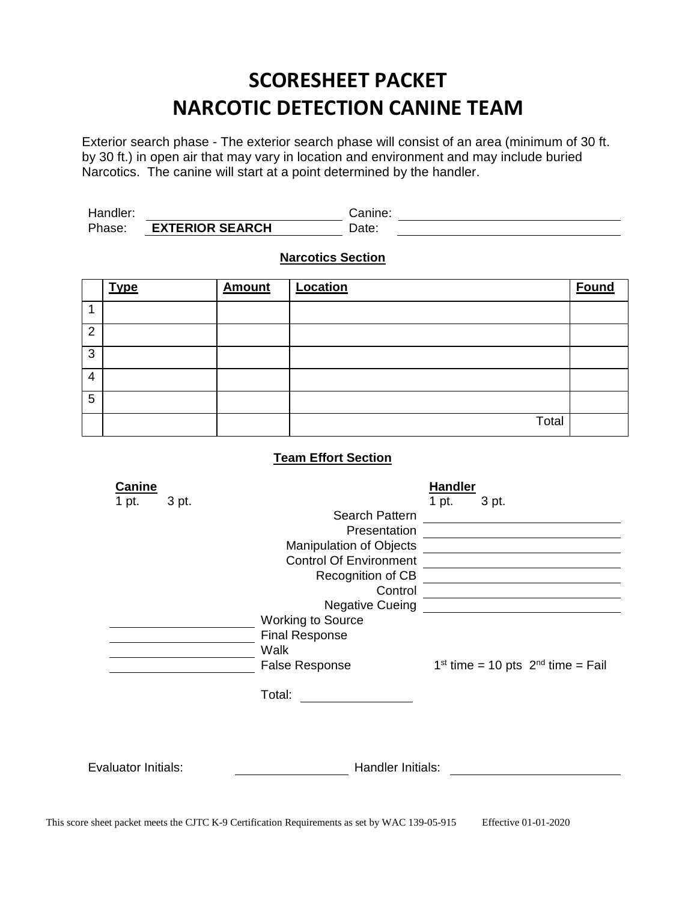# SCORESHEET PACKET
# NARCOTIC DETECTION CANINE TEAM

Exterior search phase - The exterior search phase will consist of an area (minimum of 30 ft. by 30 ft.) in open air that may vary in location and environment and may include buried Narcotics. The canine will start at a point determined by the handler.

Handler: ______________________ Canine: ______________________

Phase: **EXTERIOR SEARCH** Date: ______________________

**Narcotics Section**

| | Type | Amount | Location | Found |
|---|---|---|---|---|
| 1 | | | | |
| 2 | | | | |
| 3 | | | | |
| 4 | | | | |
| 5 | | | | |
| | | | Total | |

**Team Effort Section**

| Canine (1 pt. 3 pt.) | | Handler (1 pt. 3 pt.) |
|---|---|---|
| | Search Pattern | ______________ |
| | Presentation | ______________ |
| | Manipulation of Objects | ______________ |
| | Control Of Environment | ______________ |
| | Recognition of CB | ______________ |
| | Control | ______________ |
| | Negative Cueing | ______________ |
| ______________ | Working to Source | |
| ______________ | Final Response | |
| ______________ | Walk | |
| ______________ | False Response | 1st time = 10 pts 2nd time = Fail |

Total: ______________

Evaluator Initials: ______________ Handler Initials: ______________

This score sheet packet meets the CJTC K-9 Certification Requirements as set by WAC 139-05-915 Effective 01-01-2020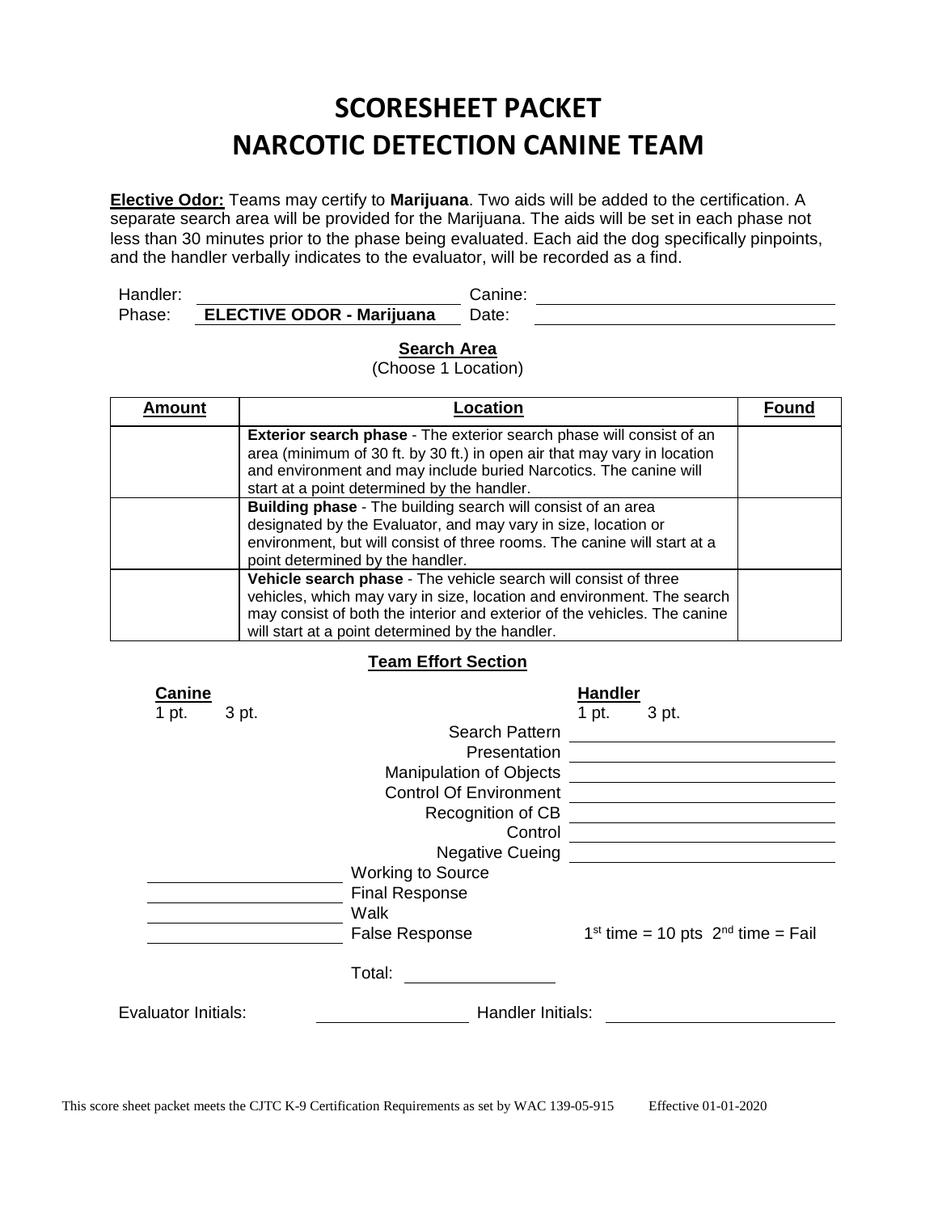# SCORESHEET PACKET
# NARCOTIC DETECTION CANINE TEAM

**Elective Odor:** Teams may certify to **Marijuana**. Two aids will be added to the certification. A separate search area will be provided for the Marijuana. The aids will be set in each phase not less than 30 minutes prior to the phase being evaluated. Each aid the dog specifically pinpoints, and the handler verbally indicates to the evaluator, will be recorded as a find.

Handler: ______________________ Canine: ______________________

Phase: **ELECTIVE ODOR - Marijuana** Date: ______________________

**Search Area**

(Choose 1 Location)

| Amount | Location | Found |
|---|---|---|
| | **Exterior search phase** - The exterior search phase will consist of an area (minimum of 30 ft. by 30 ft.) in open air that may vary in location and environment and may include buried Narcotics. The canine will start at a point determined by the handler. | |
| | **Building phase** - The building search will consist of an area designated by the Evaluator, and may vary in size, location or environment, but will consist of three rooms. The canine will start at a point determined by the handler. | |
| | **Vehicle search phase** - The vehicle search will consist of three vehicles, which may vary in size, location and environment. The search may consist of both the interior and exterior of the vehicles. The canine will start at a point determined by the handler. | |

**Team Effort Section**

| Canine (1 pt. / 3 pt.) | | Handler (1 pt. / 3 pt.) |
|---|---|---|
| | Search Pattern | ______________ |
| | Presentation | ______________ |
| | Manipulation of Objects | ______________ |
| | Control Of Environment | ______________ |
| | Recognition of CB | ______________ |
| | Control | ______________ |
| | Negative Cueing | ______________ |
| ______________ | Working to Source | |
| ______________ | Final Response | |
| ______________ | Walk | |
| ______________ | False Response | 1st time = 10 pts  2nd time = Fail |

Total: ______________

Evaluator Initials: ______________ Handler Initials: ______________

This score sheet packet meets the CJTC K-9 Certification Requirements as set by WAC 139-05-915 Effective 01-01-2020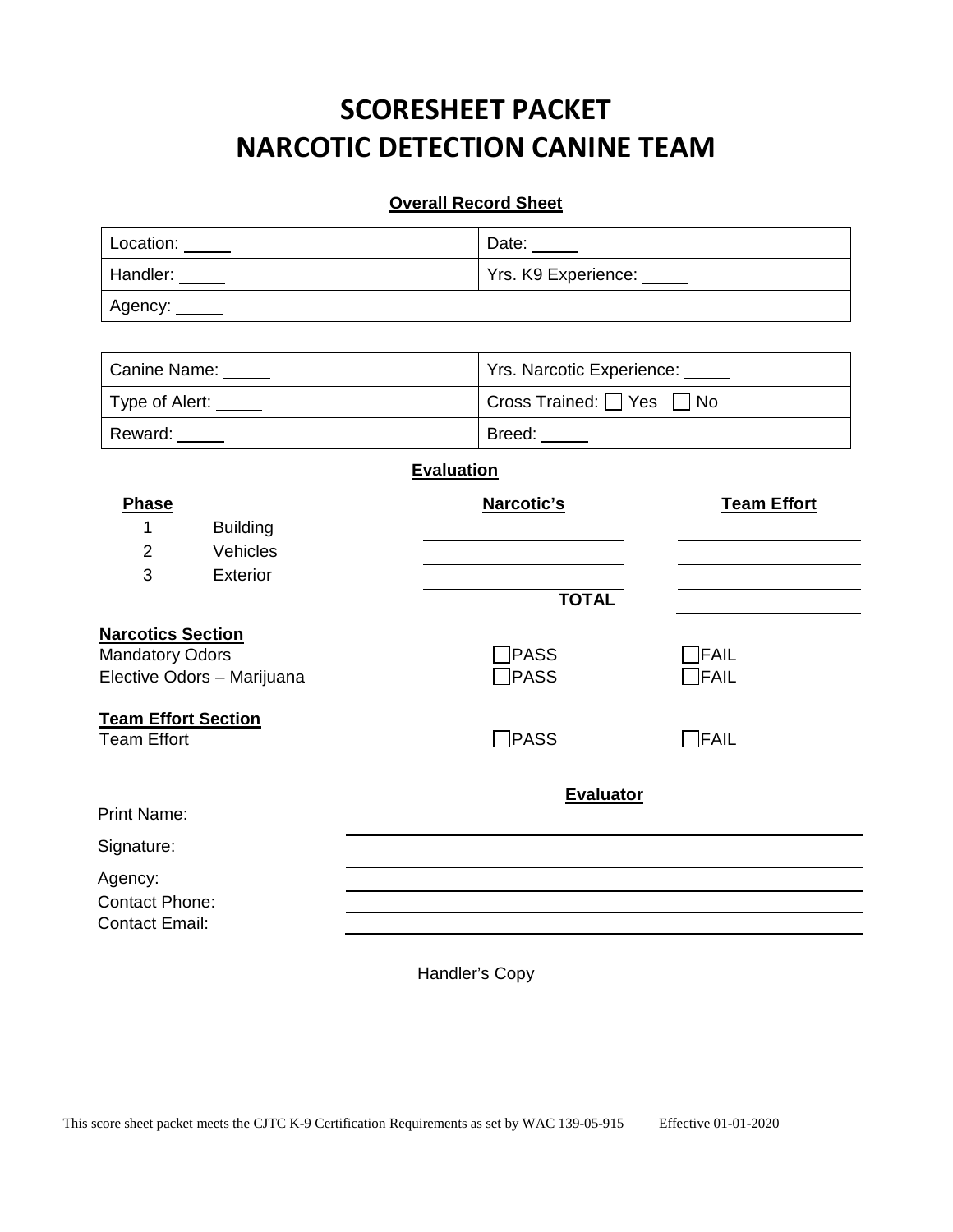# SCORESHEET PACKET
# NARCOTIC DETECTION CANINE TEAM

**Overall Record Sheet**

| Location: _____ | Date: _____ |
|---|---|
| Handler: _____ | Yrs. K9 Experience: _____ |
| Agency: _____ | |

| Canine Name: _____ | Yrs. Narcotic Experience: _____ |
|---|---|
| Type of Alert: _____ | Cross Trained: ☐ Yes ☐ No |
| Reward: _____ | Breed: _____ |

**Evaluation**

| Phase | | Narcotic's | Team Effort |
|---|---|---|---|
| 1 | Building | | |
| 2 | Vehicles | | |
| 3 | Exterior | | |
| | | **TOTAL** | |

**Narcotics Section**

| | | |
|---|---|---|
| Mandatory Odors | ☐PASS | ☐FAIL |
| Elective Odors – Marijuana | ☐PASS | ☐FAIL |

**Team Effort Section**

| | | |
|---|---|---|
| Team Effort | ☐PASS | ☐FAIL |

**Evaluator**

Print Name: ______________________________

Signature: ______________________________

Agency: ______________________________

Contact Phone: ______________________________

Contact Email: ______________________________

Handler's Copy

This score sheet packet meets the CJTC K-9 Certification Requirements as set by WAC 139-05-915 Effective 01-01-2020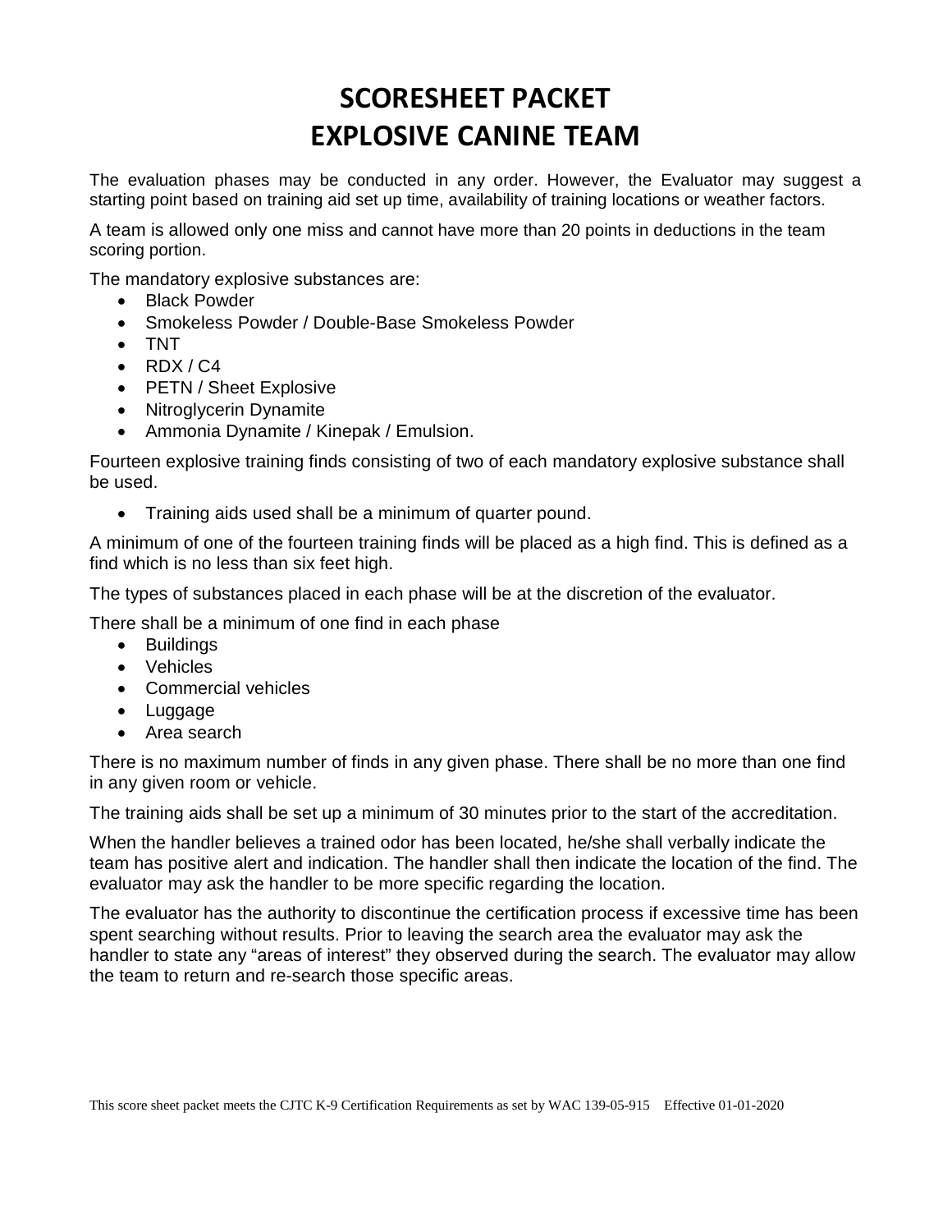# SCORESHEET PACKET
# EXPLOSIVE CANINE TEAM

The evaluation phases may be conducted in any order. However, the Evaluator may suggest a starting point based on training aid set up time, availability of training locations or weather factors.

A team is allowed only one miss and cannot have more than 20 points in deductions in the team scoring portion.

The mandatory explosive substances are:

- Black Powder
- Smokeless Powder / Double-Base Smokeless Powder
- TNT
- RDX / C4
- PETN / Sheet Explosive
- Nitroglycerin Dynamite
- Ammonia Dynamite / Kinepak / Emulsion.

Fourteen explosive training finds consisting of two of each mandatory explosive substance shall be used.

- Training aids used shall be a minimum of quarter pound.

A minimum of one of the fourteen training finds will be placed as a high find. This is defined as a find which is no less than six feet high.

The types of substances placed in each phase will be at the discretion of the evaluator.

There shall be a minimum of one find in each phase

- Buildings
- Vehicles
- Commercial vehicles
- Luggage
- Area search

There is no maximum number of finds in any given phase. There shall be no more than one find in any given room or vehicle.

The training aids shall be set up a minimum of 30 minutes prior to the start of the accreditation.

When the handler believes a trained odor has been located, he/she shall verbally indicate the team has positive alert and indication. The handler shall then indicate the location of the find. The evaluator may ask the handler to be more specific regarding the location.

The evaluator has the authority to discontinue the certification process if excessive time has been spent searching without results. Prior to leaving the search area the evaluator may ask the handler to state any "areas of interest" they observed during the search. The evaluator may allow the team to return and re-search those specific areas.

This score sheet packet meets the CJTC K-9 Certification Requirements as set by WAC 139-05-915 Effective 01-01-2020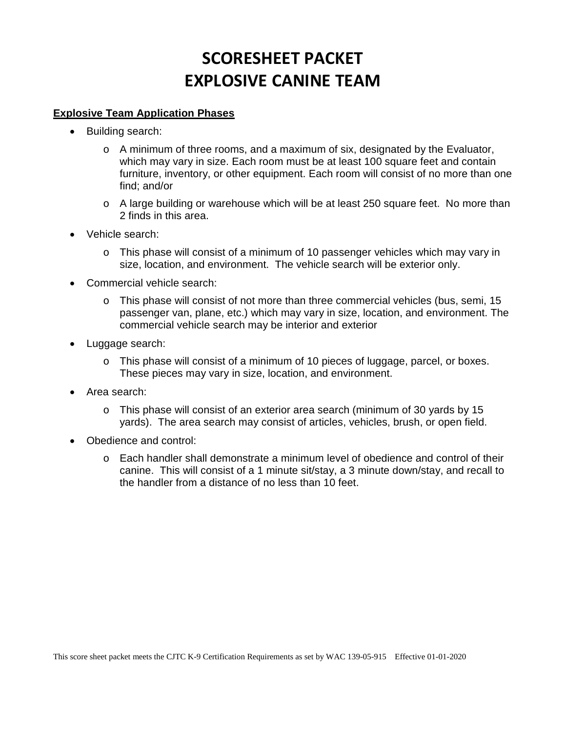# SCORESHEET PACKET
# EXPLOSIVE CANINE TEAM

**Explosive Team Application Phases**

- Building search:
  - A minimum of three rooms, and a maximum of six, designated by the Evaluator, which may vary in size. Each room must be at least 100 square feet and contain furniture, inventory, or other equipment. Each room will consist of no more than one find; and/or
  - A large building or warehouse which will be at least 250 square feet. No more than 2 finds in this area.
- Vehicle search:
  - This phase will consist of a minimum of 10 passenger vehicles which may vary in size, location, and environment. The vehicle search will be exterior only.
- Commercial vehicle search:
  - This phase will consist of not more than three commercial vehicles (bus, semi, 15 passenger van, plane, etc.) which may vary in size, location, and environment. The commercial vehicle search may be interior and exterior
- Luggage search:
  - This phase will consist of a minimum of 10 pieces of luggage, parcel, or boxes. These pieces may vary in size, location, and environment.
- Area search:
  - This phase will consist of an exterior area search (minimum of 30 yards by 15 yards). The area search may consist of articles, vehicles, brush, or open field.
- Obedience and control:
  - Each handler shall demonstrate a minimum level of obedience and control of their canine. This will consist of a 1 minute sit/stay, a 3 minute down/stay, and recall to the handler from a distance of no less than 10 feet.

This score sheet packet meets the CJTC K-9 Certification Requirements as set by WAC 139-05-915 Effective 01-01-2020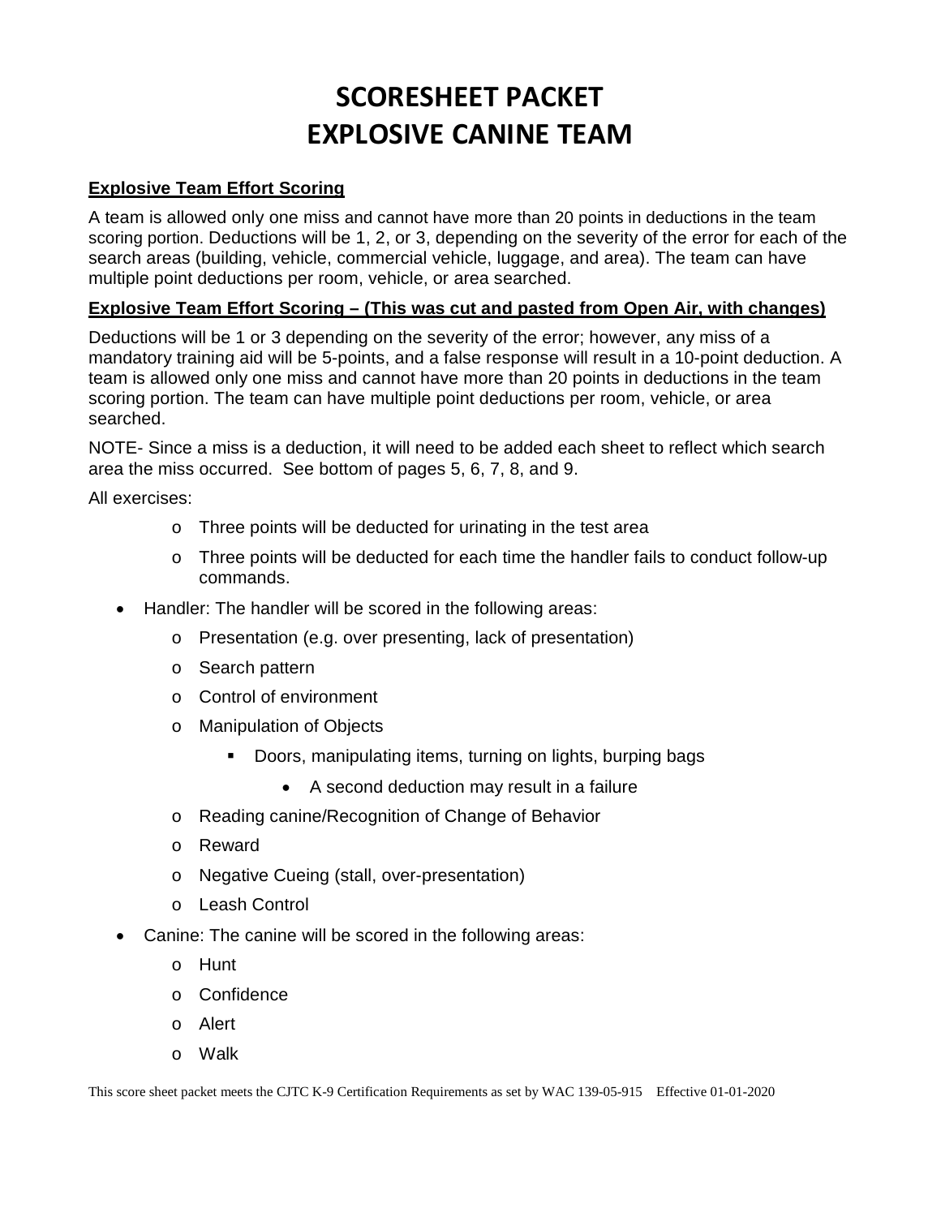# SCORESHEET PACKET
# EXPLOSIVE CANINE TEAM

**Explosive Team Effort Scoring**

A team is allowed only one miss and cannot have more than 20 points in deductions in the team scoring portion. Deductions will be 1, 2, or 3, depending on the severity of the error for each of the search areas (building, vehicle, commercial vehicle, luggage, and area). The team can have multiple point deductions per room, vehicle, or area searched.

**Explosive Team Effort Scoring – (This was cut and pasted from Open Air, with changes)**

Deductions will be 1 or 3 depending on the severity of the error; however, any miss of a mandatory training aid will be 5-points, and a false response will result in a 10-point deduction. A team is allowed only one miss and cannot have more than 20 points in deductions in the team scoring portion. The team can have multiple point deductions per room, vehicle, or area searched.

NOTE- Since a miss is a deduction, it will need to be added each sheet to reflect which search area the miss occurred. See bottom of pages 5, 6, 7, 8, and 9.

All exercises:

- Three points will be deducted for urinating in the test area
- Three points will be deducted for each time the handler fails to conduct follow-up commands.

- Handler: The handler will be scored in the following areas:
  - Presentation (e.g. over presenting, lack of presentation)
  - Search pattern
  - Control of environment
  - Manipulation of Objects
    - Doors, manipulating items, turning on lights, burping bags
      - A second deduction may result in a failure
  - Reading canine/Recognition of Change of Behavior
  - Reward
  - Negative Cueing (stall, over-presentation)
  - Leash Control
- Canine: The canine will be scored in the following areas:
  - Hunt
  - Confidence
  - Alert
  - Walk

This score sheet packet meets the CJTC K-9 Certification Requirements as set by WAC 139-05-915 Effective 01-01-2020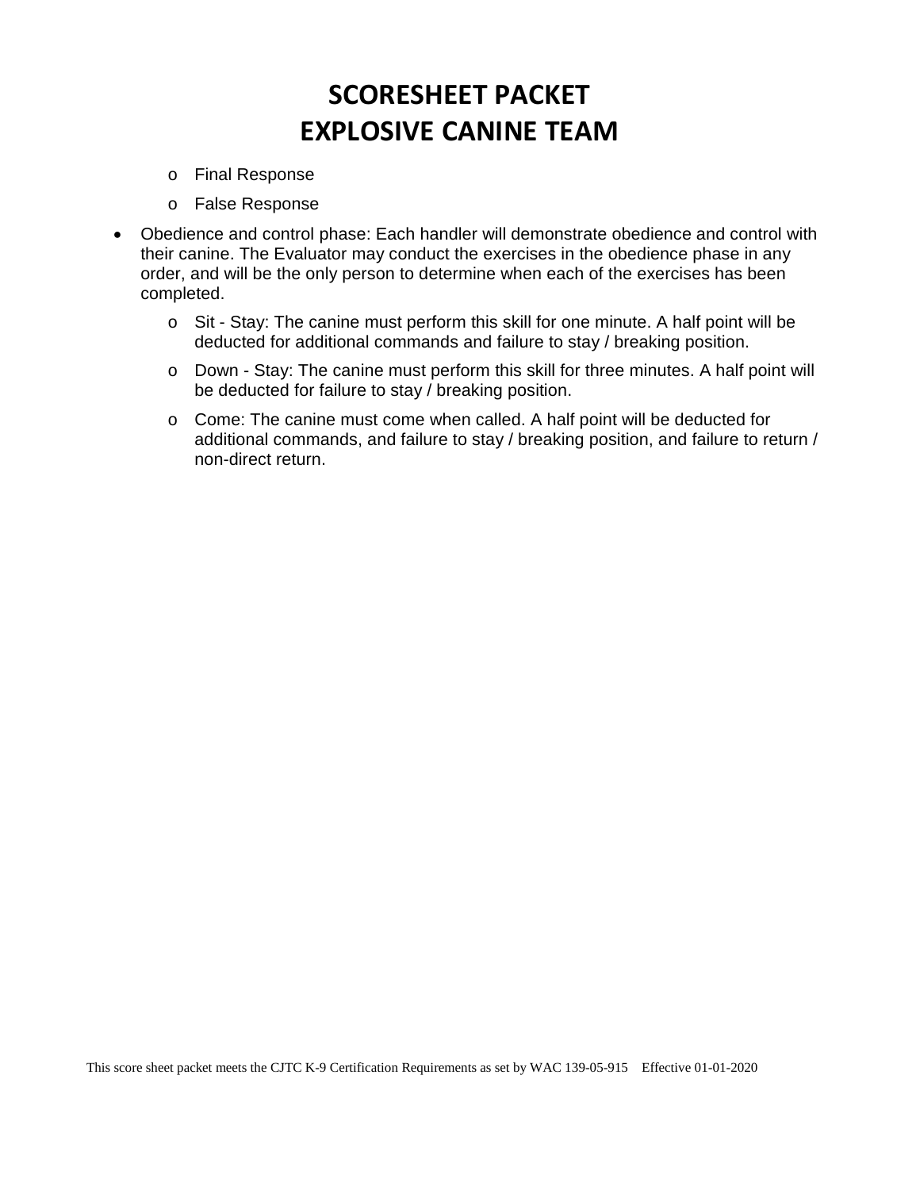# SCORESHEET PACKET
# EXPLOSIVE CANINE TEAM

    - Final Response
    - False Response

- Obedience and control phase: Each handler will demonstrate obedience and control with their canine. The Evaluator may conduct the exercises in the obedience phase in any order, and will be the only person to determine when each of the exercises has been completed.
    - Sit - Stay: The canine must perform this skill for one minute. A half point will be deducted for additional commands and failure to stay / breaking position.
    - Down - Stay: The canine must perform this skill for three minutes. A half point will be deducted for failure to stay / breaking position.
    - Come: The canine must come when called. A half point will be deducted for additional commands, and failure to stay / breaking position, and failure to return / non-direct return.

This score sheet packet meets the CJTC K-9 Certification Requirements as set by WAC 139-05-915 Effective 01-01-2020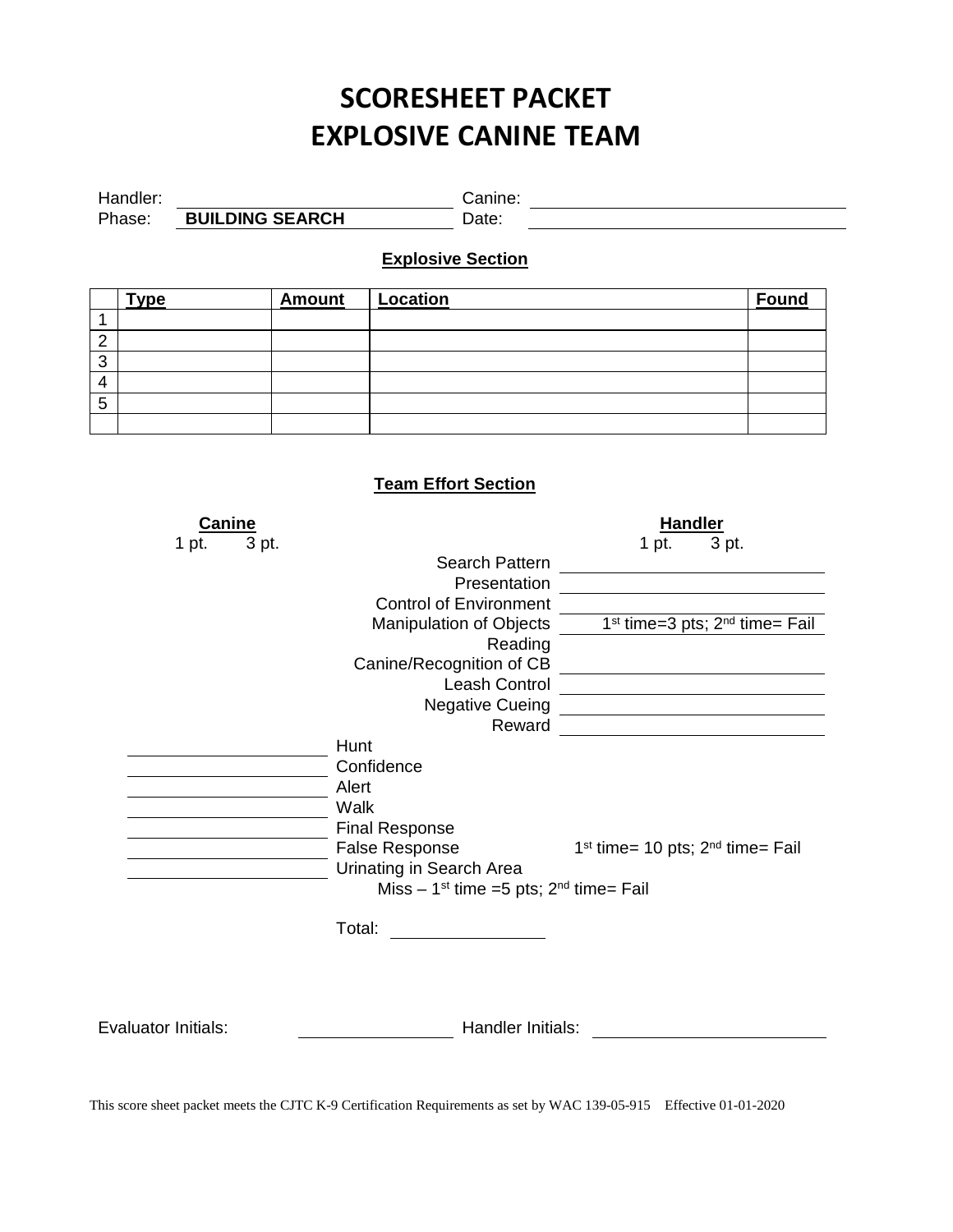# SCORESHEET PACKET
# EXPLOSIVE CANINE TEAM

Handler: ____________________ Canine: ____________________

Phase: **BUILDING SEARCH** Date: ____________________

### Explosive Section

| | Type | Amount | Location | Found |
|---|---|---|---|---|
| 1 | | | | |
| 2 | | | | |
| 3 | | | | |
| 4 | | | | |
| 5 | | | | |
| | | | | |

### Team Effort Section

**Handler** (1 pt. / 3 pt.)

- Search Pattern ____________________
- Presentation ____________________
- Control of Environment ____________________
- Manipulation of Objects: 1st time=3 pts; 2nd time= Fail
- Reading Canine/Recognition of CB ____________________
- Leash Control ____________________
- Negative Cueing ____________________
- Reward ____________________

**Canine** (1 pt. / 3 pt.)

- ____________________ Hunt
- ____________________ Confidence
- ____________________ Alert
- ____________________ Walk
- ____________________ Final Response
- ____________________ False Response: 1st time= 10 pts; 2nd time= Fail
- ____________________ Urinating in Search Area

Miss – 1st time =5 pts; 2nd time= Fail

Total: ____________________

Evaluator Initials: ____________________ Handler Initials: ____________________

This score sheet packet meets the CJTC K-9 Certification Requirements as set by WAC 139-05-915 Effective 01-01-2020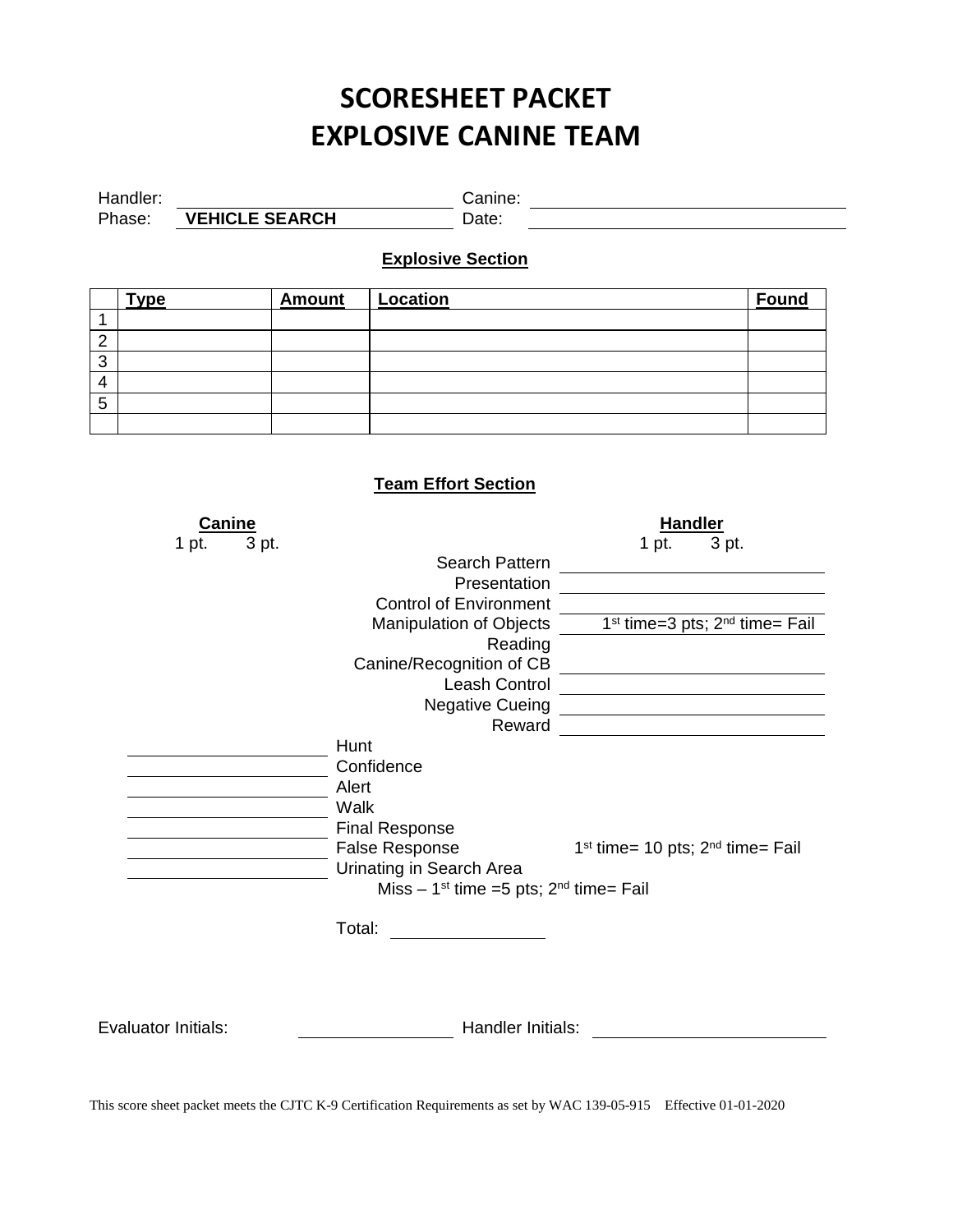# SCORESHEET PACKET
# EXPLOSIVE CANINE TEAM

Handler: ______________________ Canine: ______________________

Phase: **VEHICLE SEARCH** Date: ______________________

### Explosive Section

| | **Type** | **Amount** | **Location** | **Found** |
|---|---|---|---|---|
| 1 | | | | |
| 2 | | | | |
| 3 | | | | |
| 4 | | | | |
| 5 | | | | |
| | | | | |

### Team Effort Section

**Canine** (1 pt. 3 pt.)

**Handler** (1 pt. 3 pt.)

| Canine | Item | Handler |
|---|---|---|
| | Search Pattern | ______________ |
| | Presentation | ______________ |
| | Control of Environment | ______________ |
| | Manipulation of Objects | 1st time=3 pts; 2nd time= Fail |
| | Reading Canine/Recognition of CB | ______________ |
| | Leash Control | ______________ |
| | Negative Cueing | ______________ |
| | Reward | ______________ |
| ______________ | Hunt | |
| ______________ | Confidence | |
| ______________ | Alert | |
| ______________ | Walk | |
| ______________ | Final Response | |
| ______________ | False Response | 1st time= 10 pts; 2nd time= Fail |
| ______________ | Urinating in Search Area | |

Miss – 1st time =5 pts; 2nd time= Fail

Total: ______________

Evaluator Initials: ______________ Handler Initials: ______________

This score sheet packet meets the CJTC K-9 Certification Requirements as set by WAC 139-05-915 Effective 01-01-2020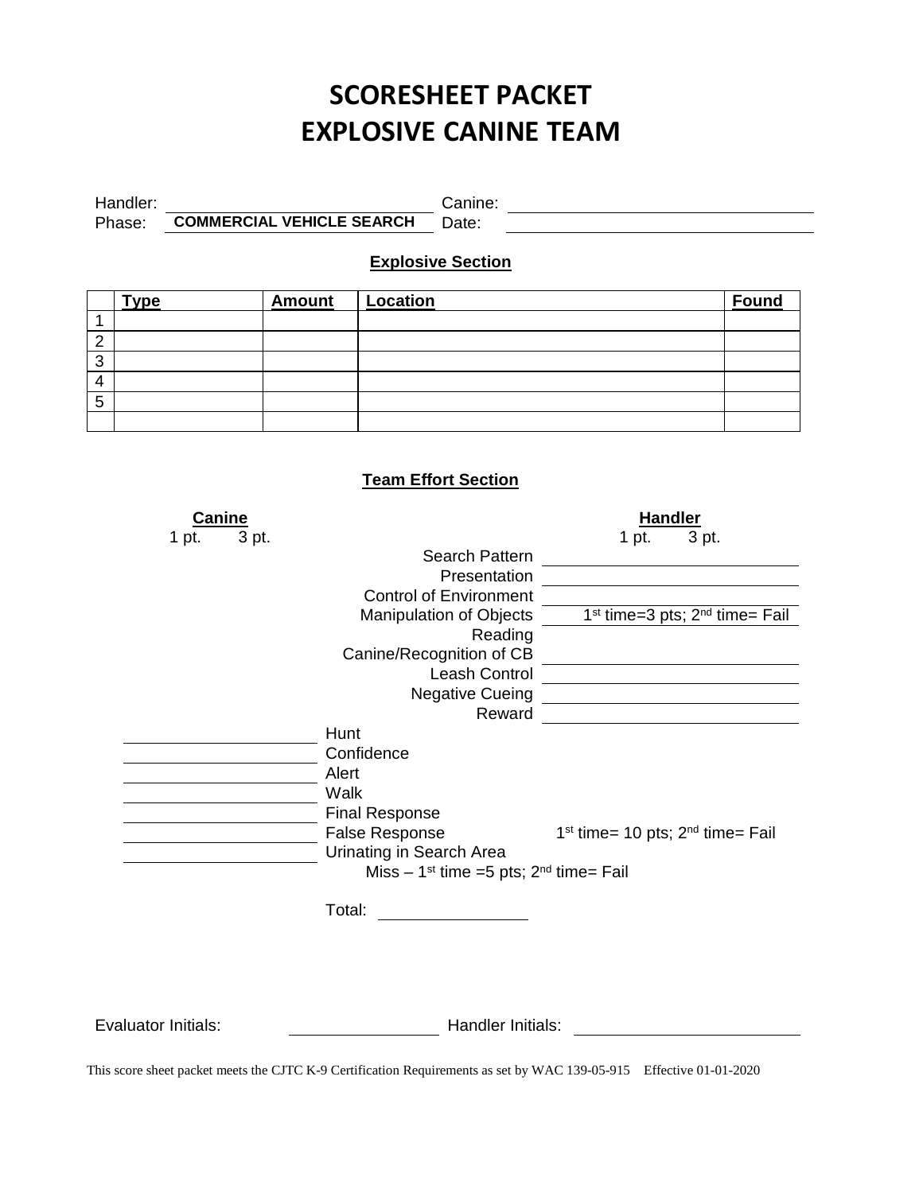# SCORESHEET PACKET
# EXPLOSIVE CANINE TEAM

Handler: ______________________ Canine: ______________________
Phase: **COMMERCIAL VEHICLE SEARCH** Date: ______________________

### Explosive Section

| | Type | Amount | Location | Found |
|---|---|---|---|---|
| 1 | | | | |
| 2 | | | | |
| 3 | | | | |
| 4 | | | | |
| 5 | | | | |
| | | | | |

### Team Effort Section

| Canine (1 pt. / 3 pt.) | Category | Handler (1 pt. / 3 pt.) |
|---|---|---|
| | Search Pattern | |
| | Presentation | |
| | Control of Environment | |
| | Manipulation of Objects | 1st time=3 pts; 2nd time= Fail |
| | Reading Canine/Recognition of CB | |
| | Leash Control | |
| | Negative Cueing | |
| | Reward | |
| | Hunt | |
| | Confidence | |
| | Alert | |
| | Walk | |
| | Final Response | |
| | False Response | 1st time= 10 pts; 2nd time= Fail |
| | Urinating in Search Area | |

Miss – 1st time =5 pts; 2nd time= Fail

Total: ______________

Evaluator Initials: ______________ Handler Initials: ______________

This score sheet packet meets the CJTC K-9 Certification Requirements as set by WAC 139-05-915 Effective 01-01-2020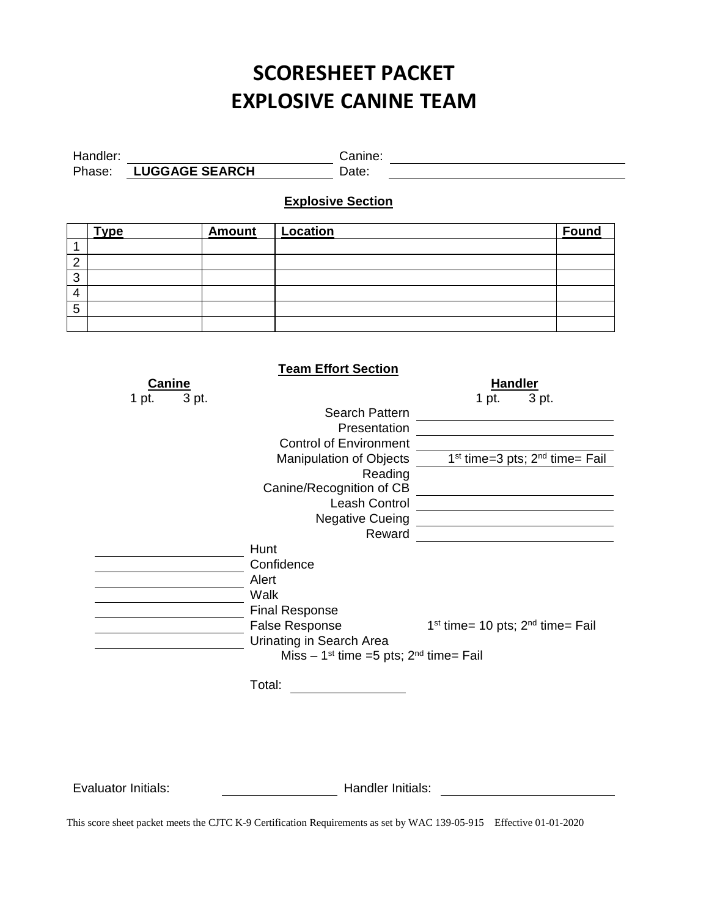# SCORESHEET PACKET
# EXPLOSIVE CANINE TEAM

Handler: ______________________ Canine: ______________________

Phase: **LUGGAGE SEARCH** Date: ______________________

### Explosive Section

| | Type | Amount | Location | Found |
|---|---|---|---|---|
| 1 | | | | |
| 2 | | | | |
| 3 | | | | |
| 4 | | | | |
| 5 | | | | |
| | | | | |

### Team Effort Section

| Canine (1 pt. 3 pt.) | | Handler (1 pt. 3 pt.) |
|---|---|---|
| | Search Pattern | |
| | Presentation | |
| | Control of Environment | |
| | Manipulation of Objects | 1st time=3 pts; 2nd time= Fail |
| | Reading Canine/Recognition of CB | |
| | Leash Control | |
| | Negative Cueing | |
| | Reward | |
| | Hunt | |
| | Confidence | |
| | Alert | |
| | Walk | |
| | Final Response | |
| | False Response | 1st time= 10 pts; 2nd time= Fail |
| | Urinating in Search Area | |

Miss – 1st time =5 pts; 2nd time= Fail

Total: ______________

Evaluator Initials: ______________ Handler Initials: ______________

This score sheet packet meets the CJTC K-9 Certification Requirements as set by WAC 139-05-915 Effective 01-01-2020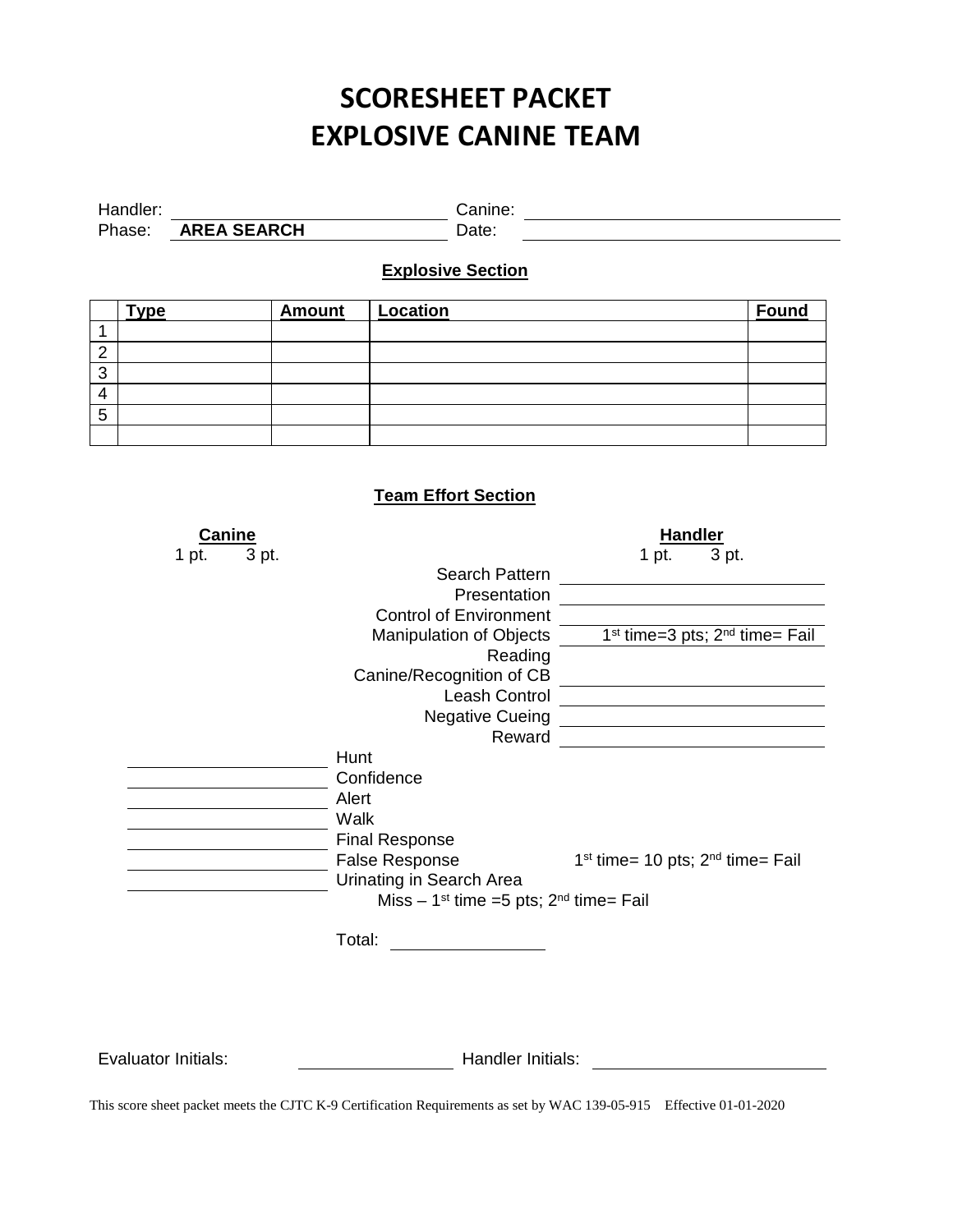# SCORESHEET PACKET
# EXPLOSIVE CANINE TEAM

Handler: ______________________ Canine: ______________________

Phase: **AREA SEARCH** Date: ______________________

### Explosive Section

| | Type | Amount | Location | Found |
|---|---|---|---|---|
| 1 | | | | |
| 2 | | | | |
| 3 | | | | |
| 4 | | | | |
| 5 | | | | |
| | | | | |

### Team Effort Section

**Canine** (1 pt. 3 pt.) | **Handler** (1 pt. 3 pt.)

| Canine | Item | Handler |
|---|---|---|
| | Search Pattern | ______ |
| | Presentation | ______ |
| | Control of Environment | ______ |
| | Manipulation of Objects | 1st time=3 pts; 2nd time= Fail |
| | Reading Canine/Recognition of CB | ______ |
| | Leash Control | ______ |
| | Negative Cueing | ______ |
| | Reward | ______ |
| ______ | Hunt | |
| ______ | Confidence | |
| ______ | Alert | |
| ______ | Walk | |
| ______ | Final Response | |
| ______ | False Response | 1st time= 10 pts; 2nd time= Fail |
| ______ | Urinating in Search Area | |

Miss – 1st time =5 pts; 2nd time= Fail

Total: ______________

Evaluator Initials: ______________ Handler Initials: ______________

This score sheet packet meets the CJTC K-9 Certification Requirements as set by WAC 139-05-915 Effective 01-01-2020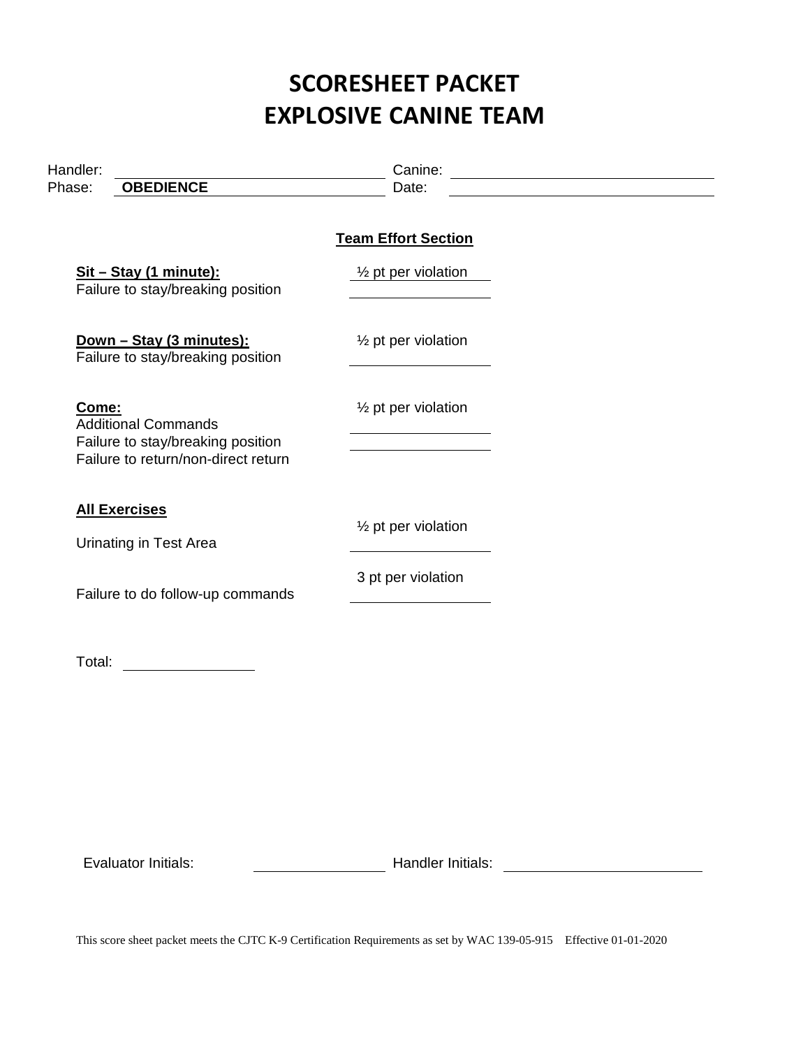# SCORESHEET PACKET
# EXPLOSIVE CANINE TEAM

Handler: ____________________ Canine: ____________________

Phase: **OBEDIENCE** Date: ____________________

**Team Effort Section**

**Sit – Stay (1 minute):** ½ pt per violation
Failure to stay/breaking position ____________

**Down – Stay (3 minutes):** ½ pt per violation
Failure to stay/breaking position ____________

**Come:** ½ pt per violation
Additional Commands ____________
Failure to stay/breaking position ____________
Failure to return/non-direct return

**All Exercises**

Urinating in Test Area ½ pt per violation ____________

Failure to do follow-up commands 3 pt per violation ____________

Total: ____________

Evaluator Initials: ____________ Handler Initials: ____________

This score sheet packet meets the CJTC K-9 Certification Requirements as set by WAC 139-05-915 Effective 01-01-2020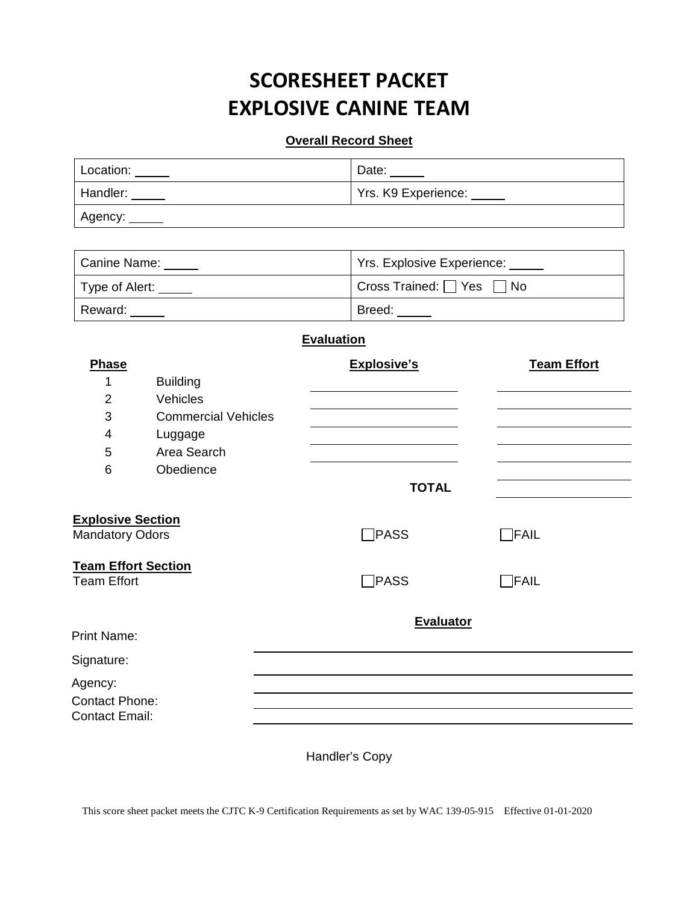# SCORESHEET PACKET
# EXPLOSIVE CANINE TEAM

**Overall Record Sheet**

| | |
|---|---|
| Location: _____ | Date: _____ |
| Handler: _____ | Yrs. K9 Experience: _____ |
| Agency: _____ | |

| | |
|---|---|
| Canine Name: _____ | Yrs. Explosive Experience: _____ |
| Type of Alert: _____ | Cross Trained: ☐ Yes ☐ No |
| Reward: _____ | Breed: _____ |

**Evaluation**

| Phase | | Explosive's | Team Effort |
|---|---|---|---|
| 1 | Building | _____ | _____ |
| 2 | Vehicles | _____ | _____ |
| 3 | Commercial Vehicles | _____ | _____ |
| 4 | Luggage | _____ | _____ |
| 5 | Area Search | _____ | _____ |
| 6 | Obedience | | _____ |
| | | **TOTAL** | _____ |

**Explosive Section**
Mandatory Odors ☐PASS ☐FAIL

**Team Effort Section**
Team Effort ☐PASS ☐FAIL

**Evaluator**

Print Name: _____

Signature: _____

Agency: _____

Contact Phone: _____

Contact Email: _____

Handler's Copy

This score sheet packet meets the CJTC K-9 Certification Requirements as set by WAC 139-05-915 Effective 01-01-2020